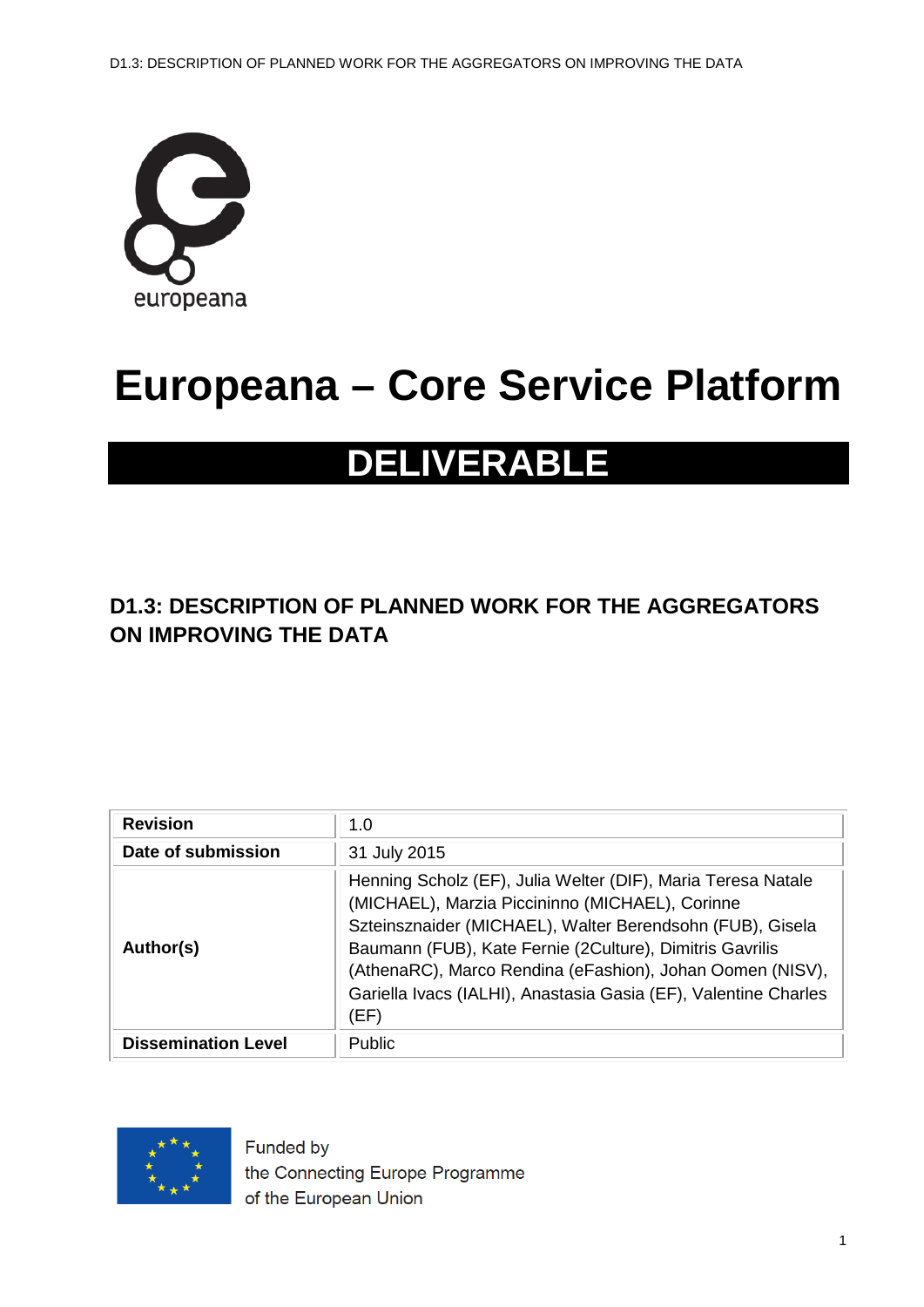europeana

# Europeana – Core Service Platform

# DELIVERABLE

## D1.3: DESCRIPTION OF PLANNED WORK FOR THE AGGREGATORS ON IMPROVING THE DATA

| | |
|---|---|
| **Revision** | 1.0 |
| **Date of submission** | 31 July 2015 |
| **Author(s)** | Henning Scholz (EF), Julia Welter (DIF), Maria Teresa Natale (MICHAEL), Marzia Piccininno (MICHAEL), Corinne Szteinsznaider (MICHAEL), Walter Berendsohn (FUB), Gisela Baumann (FUB), Kate Fernie (2Culture), Dimitris Gavrilis (AthenaRC), Marco Rendina (eFashion), Johan Oomen (NISV), Gariella Ivacs (IALHI), Anastasia Gasia (EF), Valentine Charles (EF) |
| **Dissemination Level** | Public |

Funded by
the Connecting Europe Programme
of the European Union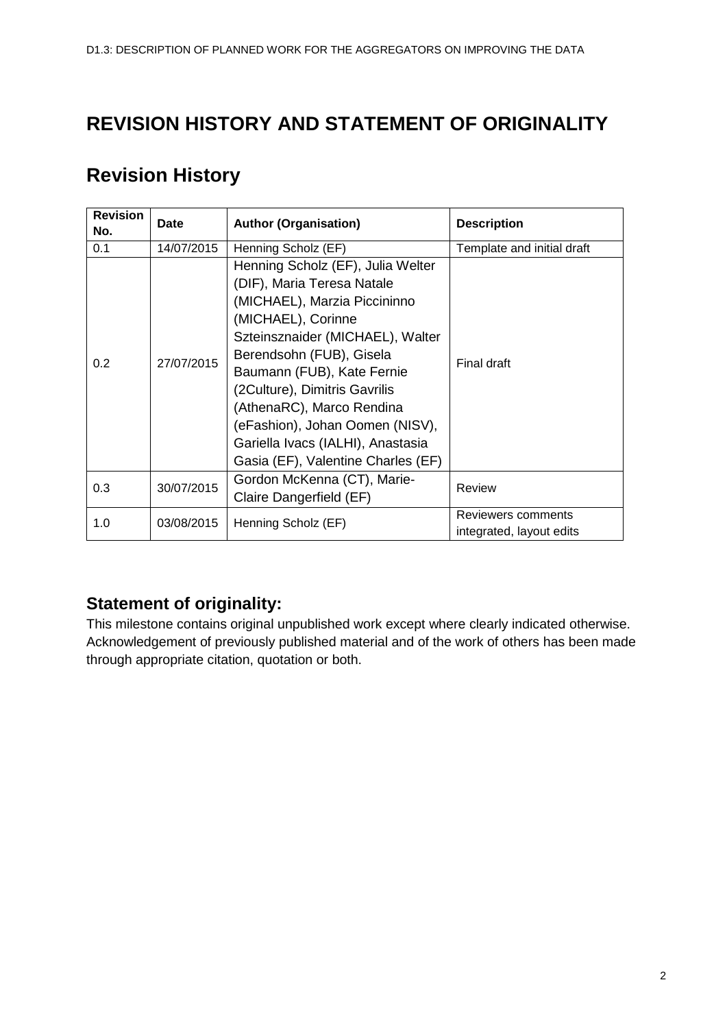# REVISION HISTORY AND STATEMENT OF ORIGINALITY

## Revision History

| Revision No. | Date | Author (Organisation) | Description |
|---|---|---|---|
| 0.1 | 14/07/2015 | Henning Scholz (EF) | Template and initial draft |
| 0.2 | 27/07/2015 | Henning Scholz (EF), Julia Welter (DIF), Maria Teresa Natale (MICHAEL), Marzia Piccininno (MICHAEL), Corinne Szteinsznaider (MICHAEL), Walter Berendsohn (FUB), Gisela Baumann (FUB), Kate Fernie (2Culture), Dimitris Gavrilis (AthenaRC), Marco Rendina (eFashion), Johan Oomen (NISV), Gariella Ivacs (IALHI), Anastasia Gasia (EF), Valentine Charles (EF) | Final draft |
| 0.3 | 30/07/2015 | Gordon McKenna (CT), Marie-Claire Dangerfield (EF) | Review |
| 1.0 | 03/08/2015 | Henning Scholz (EF) | Reviewers comments integrated, layout edits |

### Statement of originality:

This milestone contains original unpublished work except where clearly indicated otherwise. Acknowledgement of previously published material and of the work of others has been made through appropriate citation, quotation or both.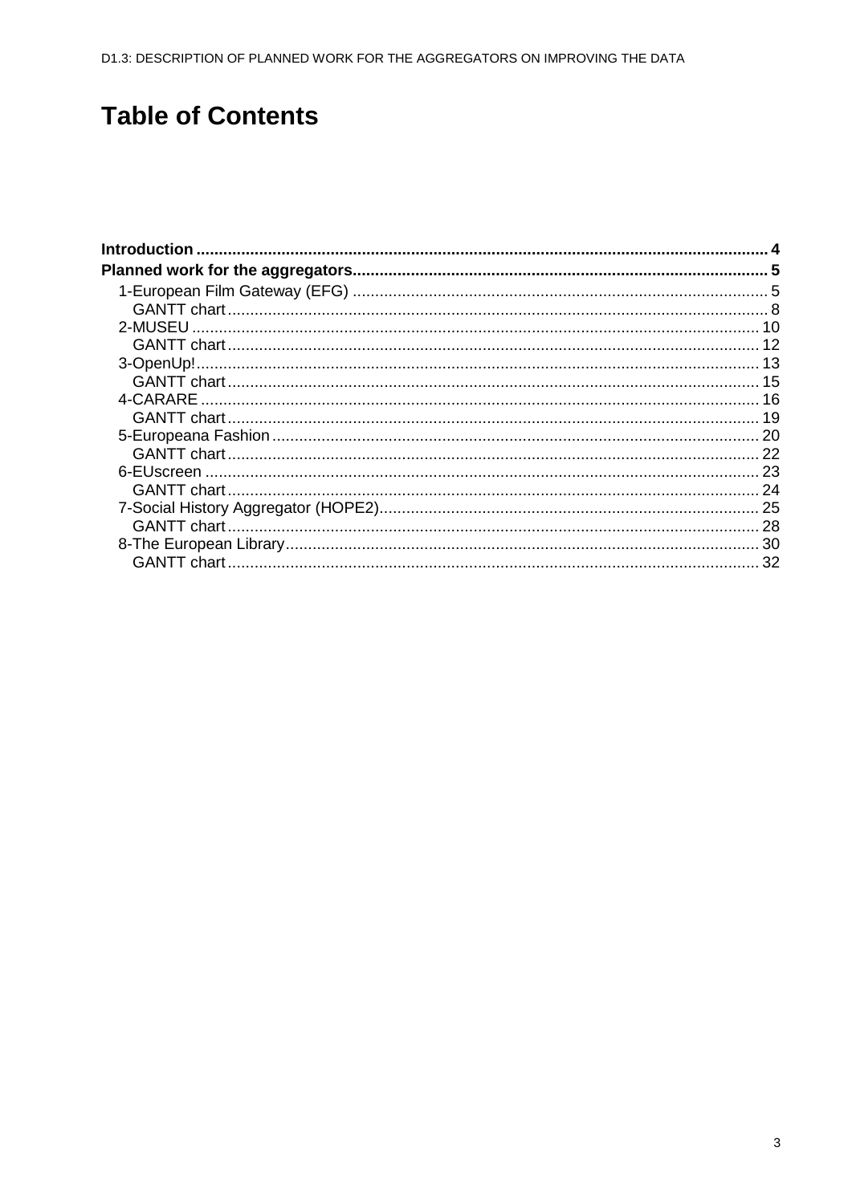# Table of Contents

**Introduction** .......... 4

**Planned work for the aggregators** .......... 5

- 1-European Film Gateway (EFG) .......... 5
  - GANTT chart .......... 8
- 2-MUSEU .......... 10
  - GANTT chart .......... 12
- 3-OpenUp! .......... 13
  - GANTT chart .......... 15
- 4-CARARE .......... 16
  - GANTT chart .......... 19
- 5-Europeana Fashion .......... 20
  - GANTT chart .......... 22
- 6-EUscreen .......... 23
  - GANTT chart .......... 24
- 7-Social History Aggregator (HOPE2) .......... 25
  - GANTT chart .......... 28
- 8-The European Library .......... 30
  - GANTT chart .......... 32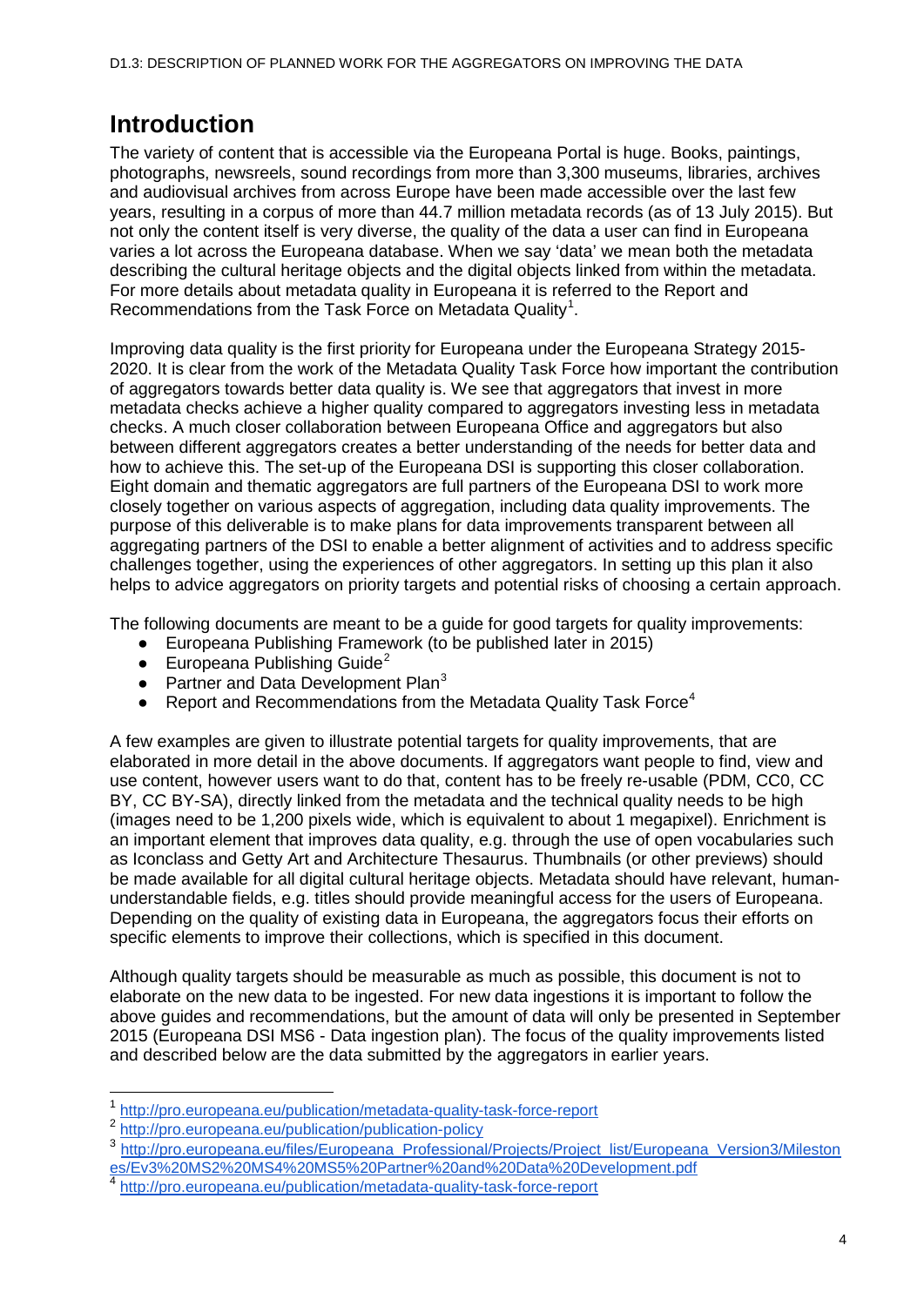# Introduction

The variety of content that is accessible via the Europeana Portal is huge. Books, paintings, photographs, newsreels, sound recordings from more than 3,300 museums, libraries, archives and audiovisual archives from across Europe have been made accessible over the last few years, resulting in a corpus of more than 44.7 million metadata records (as of 13 July 2015). But not only the content itself is very diverse, the quality of the data a user can find in Europeana varies a lot across the Europeana database. When we say 'data' we mean both the metadata describing the cultural heritage objects and the digital objects linked from within the metadata. For more details about metadata quality in Europeana it is referred to the Report and Recommendations from the Task Force on Metadata Quality[1].

Improving data quality is the first priority for Europeana under the Europeana Strategy 2015-2020. It is clear from the work of the Metadata Quality Task Force how important the contribution of aggregators towards better data quality is. We see that aggregators that invest in more metadata checks achieve a higher quality compared to aggregators investing less in metadata checks. A much closer collaboration between Europeana Office and aggregators but also between different aggregators creates a better understanding of the needs for better data and how to achieve this. The set-up of the Europeana DSI is supporting this closer collaboration. Eight domain and thematic aggregators are full partners of the Europeana DSI to work more closely together on various aspects of aggregation, including data quality improvements. The purpose of this deliverable is to make plans for data improvements transparent between all aggregating partners of the DSI to enable a better alignment of activities and to address specific challenges together, using the experiences of other aggregators. In setting up this plan it also helps to advice aggregators on priority targets and potential risks of choosing a certain approach.

The following documents are meant to be a guide for good targets for quality improvements:

- Europeana Publishing Framework (to be published later in 2015)
- Europeana Publishing Guide[2]
- Partner and Data Development Plan[3]
- Report and Recommendations from the Metadata Quality Task Force[4]

A few examples are given to illustrate potential targets for quality improvements, that are elaborated in more detail in the above documents. If aggregators want people to find, view and use content, however users want to do that, content has to be freely re-usable (PDM, CC0, CC BY, CC BY-SA), directly linked from the metadata and the technical quality needs to be high (images need to be 1,200 pixels wide, which is equivalent to about 1 megapixel). Enrichment is an important element that improves data quality, e.g. through the use of open vocabularies such as Iconclass and Getty Art and Architecture Thesaurus. Thumbnails (or other previews) should be made available for all digital cultural heritage objects. Metadata should have relevant, human-understandable fields, e.g. titles should provide meaningful access for the users of Europeana. Depending on the quality of existing data in Europeana, the aggregators focus their efforts on specific elements to improve their collections, which is specified in this document.

Although quality targets should be measurable as much as possible, this document is not to elaborate on the new data to be ingested. For new data ingestions it is important to follow the above guides and recommendations, but the amount of data will only be presented in September 2015 (Europeana DSI MS6 - Data ingestion plan). The focus of the quality improvements listed and described below are the data submitted by the aggregators in earlier years.

---

[1] http://pro.europeana.eu/publication/metadata-quality-task-force-report

[2] http://pro.europeana.eu/publication/publication-policy

[3] http://pro.europeana.eu/files/Europeana_Professional/Projects/Project_list/Europeana_Version3/Milestones/Ev3%20MS2%20MS4%20MS5%20Partner%20and%20Data%20Development.pdf

[4] http://pro.europeana.eu/publication/metadata-quality-task-force-report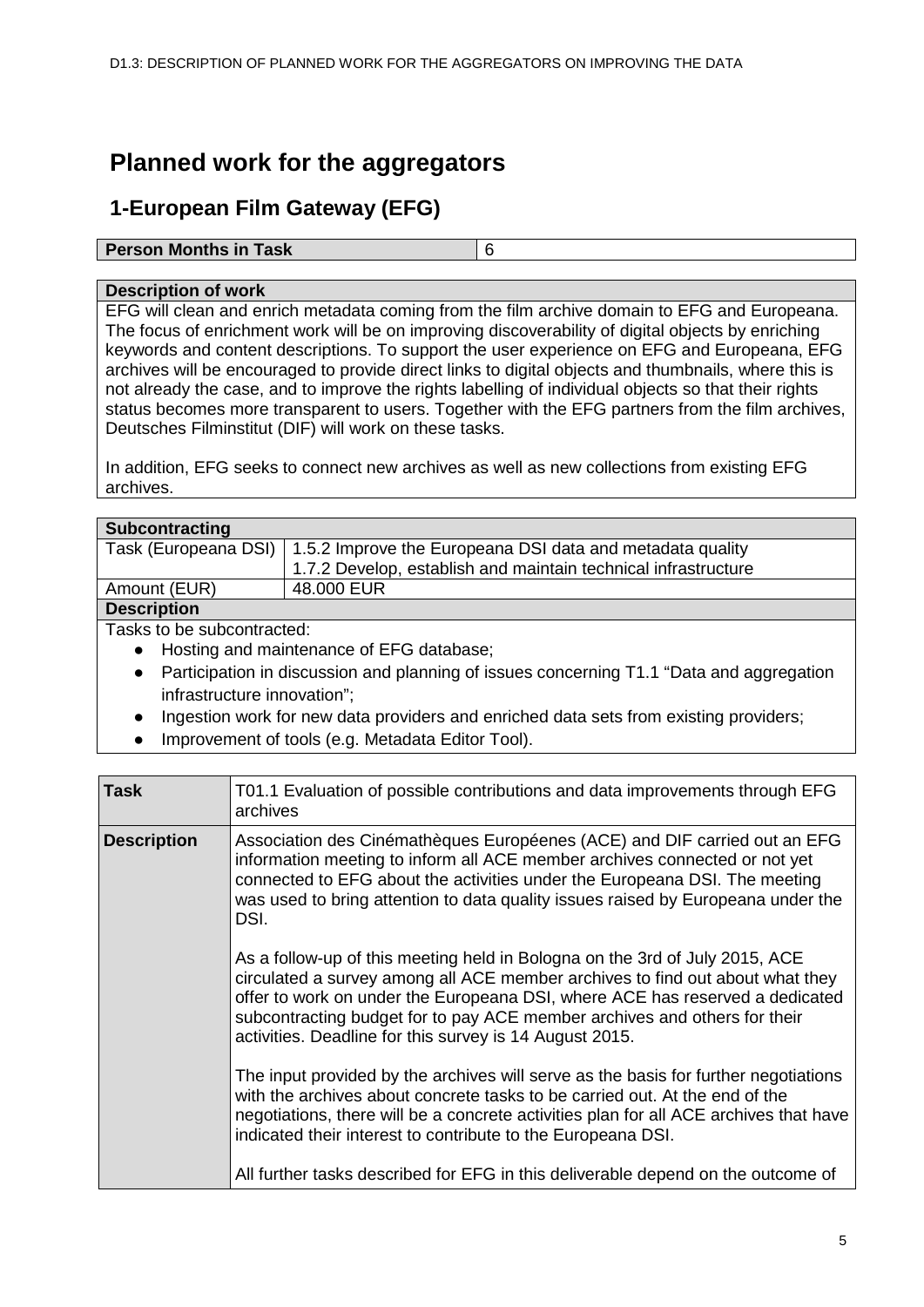# Planned work for the aggregators

## 1-European Film Gateway (EFG)

| **Person Months in Task** | 6 |
| --- | --- |

| **Description of work** |
| --- |
| EFG will clean and enrich metadata coming from the film archive domain to EFG and Europeana. The focus of enrichment work will be on improving discoverability of digital objects by enriching keywords and content descriptions. To support the user experience on EFG and Europeana, EFG archives will be encouraged to provide direct links to digital objects and thumbnails, where this is not already the case, and to improve the rights labelling of individual objects so that their rights status becomes more transparent to users. Together with the EFG partners from the film archives, Deutsches Filminstitut (DIF) will work on these tasks.<br><br>In addition, EFG seeks to connect new archives as well as new collections from existing EFG archives. |

| **Subcontracting** | |
| --- | --- |
| Task (Europeana DSI) | 1.5.2 Improve the Europeana DSI data and metadata quality<br>1.7.2 Develop, establish and maintain technical infrastructure |
| Amount (EUR) | 48.000 EUR |
| **Description** | |
| Tasks to be subcontracted:<br>● Hosting and maintenance of EFG database;<br>● Participation in discussion and planning of issues concerning T1.1 "Data and aggregation infrastructure innovation";<br>● Ingestion work for new data providers and enriched data sets from existing providers;<br>● Improvement of tools (e.g. Metadata Editor Tool). | |

| **Task** | T01.1 Evaluation of possible contributions and data improvements through EFG archives |
| --- | --- |
| **Description** | Association des Cinémathèques Européenes (ACE) and DIF carried out an EFG information meeting to inform all ACE member archives connected or not yet connected to EFG about the activities under the Europeana DSI. The meeting was used to bring attention to data quality issues raised by Europeana under the DSI.<br><br>As a follow-up of this meeting held in Bologna on the 3rd of July 2015, ACE circulated a survey among all ACE member archives to find out about what they offer to work on under the Europeana DSI, where ACE has reserved a dedicated subcontracting budget to pay ACE member archives and others for their activities. Deadline for this survey is 14 August 2015.<br><br>The input provided by the archives will serve as the basis for further negotiations with the archives about concrete tasks to be carried out. At the end of the negotiations, there will be a concrete activities plan for all ACE archives that have indicated their interest to contribute to the Europeana DSI.<br><br>All further tasks described for EFG in this deliverable depend on the outcome of |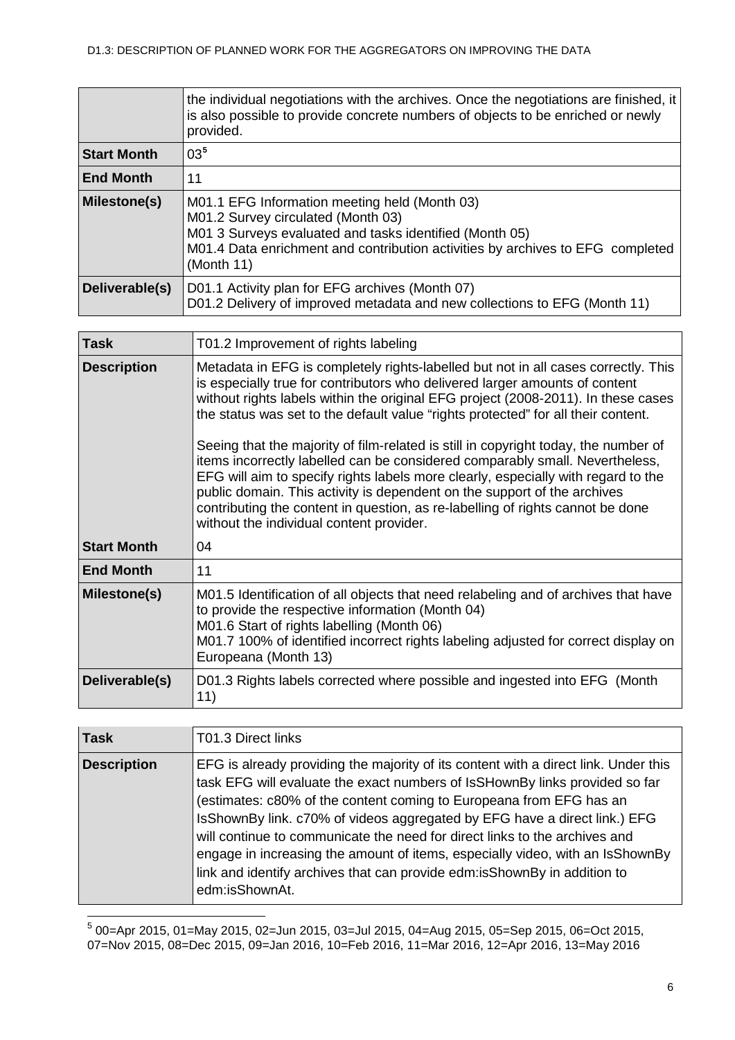| | |
|---|---|
| | the individual negotiations with the archives. Once the negotiations are finished, it is also possible to provide concrete numbers of objects to be enriched or newly provided. |
| **Start Month** | 03[5] |
| **End Month** | 11 |
| **Milestone(s)** | M01.1 EFG Information meeting held (Month 03)<br>M01.2 Survey circulated (Month 03)<br>M01 3 Surveys evaluated and tasks identified (Month 05)<br>M01.4 Data enrichment and contribution activities by archives to EFG completed (Month 11) |
| **Deliverable(s)** | D01.1 Activity plan for EFG archives (Month 07)<br>D01.2 Delivery of improved metadata and new collections to EFG (Month 11) |

| **Task** | T01.2 Improvement of rights labeling |
|---|---|
| **Description** | Metadata in EFG is completely rights-labelled but not in all cases correctly. This is especially true for contributors who delivered larger amounts of content without rights labels within the original EFG project (2008-2011). In these cases the status was set to the default value "rights protected" for all their content.<br><br>Seeing that the majority of film-related is still in copyright today, the number of items incorrectly labelled can be considered comparably small. Nevertheless, EFG will aim to specify rights labels more clearly, especially with regard to the public domain. This activity is dependent on the support of the archives contributing the content in question, as re-labelling of rights cannot be done without the individual content provider. |
| **Start Month** | 04 |
| **End Month** | 11 |
| **Milestone(s)** | M01.5 Identification of all objects that need relabeling and of archives that have to provide the respective information (Month 04)<br>M01.6 Start of rights labelling (Month 06)<br>M01.7 100% of identified incorrect rights labeling adjusted for correct display on Europeana (Month 13) |
| **Deliverable(s)** | D01.3 Rights labels corrected where possible and ingested into EFG (Month 11) |

| **Task** | T01.3 Direct links |
|---|---|
| **Description** | EFG is already providing the majority of its content with a direct link. Under this task EFG will evaluate the exact numbers of IsSHownBy links provided so far (estimates: c80% of the content coming to Europeana from EFG has an IsShownBy link. c70% of videos aggregated by EFG have a direct link.) EFG will continue to communicate the need for direct links to the archives and engage in increasing the amount of items, especially video, with an IsShownBy link and identify archives that can provide edm:isShownBy in addition to edm:isShownAt. |

[5] 00=Apr 2015, 01=May 2015, 02=Jun 2015, 03=Jul 2015, 04=Aug 2015, 05=Sep 2015, 06=Oct 2015, 07=Nov 2015, 08=Dec 2015, 09=Jan 2016, 10=Feb 2016, 11=Mar 2016, 12=Apr 2016, 13=May 2016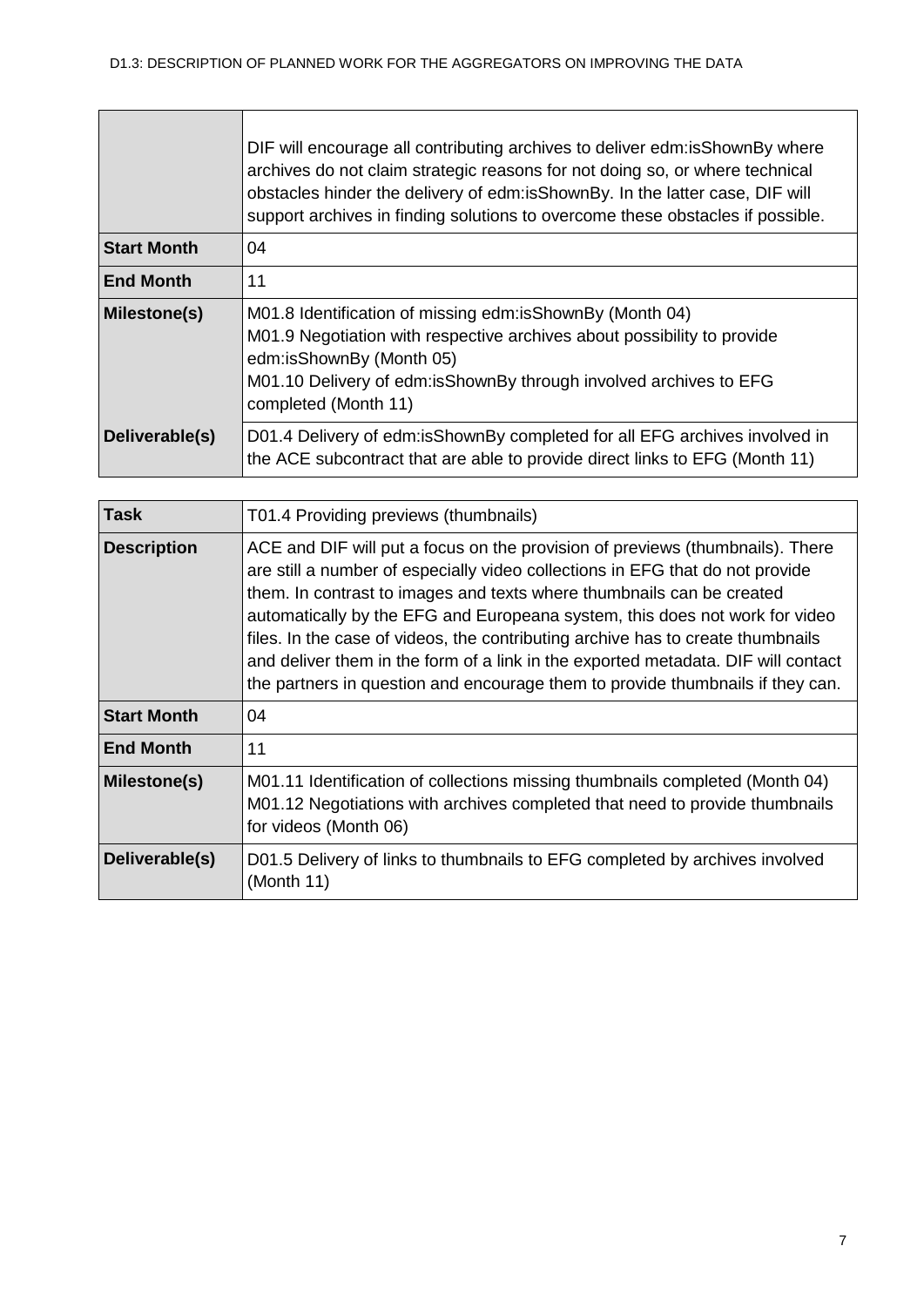| | |
|---|---|
| | DIF will encourage all contributing archives to deliver edm:isShownBy where archives do not claim strategic reasons for not doing so, or where technical obstacles hinder the delivery of edm:isShownBy. In the latter case, DIF will support archives in finding solutions to overcome these obstacles if possible. |
| **Start Month** | 04 |
| **End Month** | 11 |
| **Milestone(s)** | M01.8 Identification of missing edm:isShownBy (Month 04)<br>M01.9 Negotiation with respective archives about possibility to provide edm:isShownBy (Month 05)<br>M01.10 Delivery of edm:isShownBy through involved archives to EFG completed (Month 11) |
| **Deliverable(s)** | D01.4 Delivery of edm:isShownBy completed for all EFG archives involved in the ACE subcontract that are able to provide direct links to EFG (Month 11) |

| **Task** | T01.4 Providing previews (thumbnails) |
|---|---|
| **Description** | ACE and DIF will put a focus on the provision of previews (thumbnails). There are still a number of especially video collections in EFG that do not provide them. In contrast to images and texts where thumbnails can be created automatically by the EFG and Europeana system, this does not work for video files. In the case of videos, the contributing archive has to create thumbnails and deliver them in the form of a link in the exported metadata. DIF will contact the partners in question and encourage them to provide thumbnails if they can. |
| **Start Month** | 04 |
| **End Month** | 11 |
| **Milestone(s)** | M01.11 Identification of collections missing thumbnails completed (Month 04)<br>M01.12 Negotiations with archives completed that need to provide thumbnails for videos (Month 06) |
| **Deliverable(s)** | D01.5 Delivery of links to thumbnails to EFG completed by archives involved (Month 11) |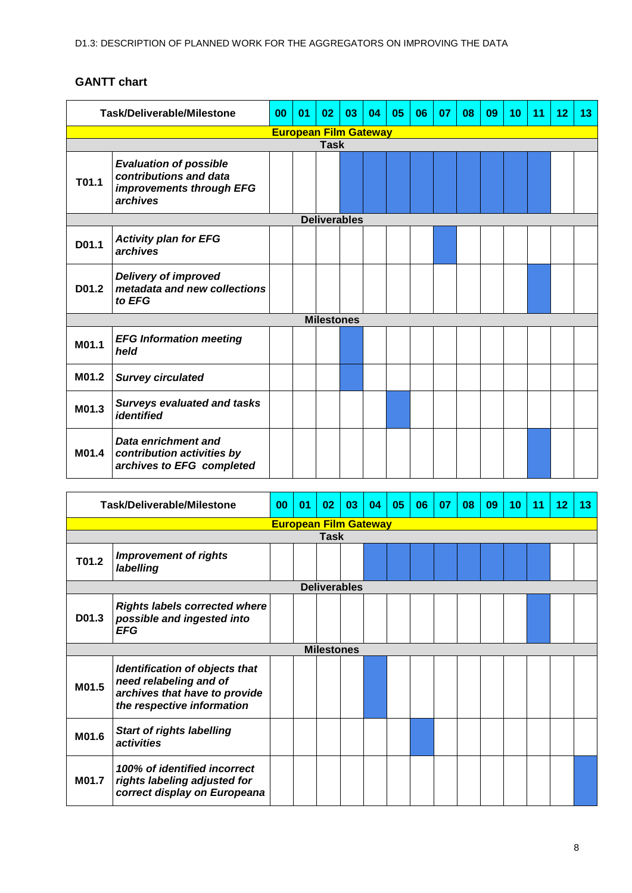## GANTT chart

| Task/Deliverable/Milestone | | 00 | 01 | 02 | 03 | 04 | 05 | 06 | 07 | 08 | 09 | 10 | 11 | 12 | 13 |
|---|---|---|---|---|---|---|---|---|---|---|---|---|---|---|---|
| **European Film Gateway** | | | | | | | | | | | | | | | |
| **Task** | | | | | | | | | | | | | | | |
| T01.1 | ***Evaluation of possible contributions and data improvements through EFG archives*** | | | | ■ | ■ | ■ | ■ | ■ | ■ | ■ | ■ | ■ | | |
| **Deliverables** | | | | | | | | | | | | | | | |
| D01.1 | ***Activity plan for EFG archives*** | | | | | | | | ■ | | | | | | |
| D01.2 | ***Delivery of improved metadata and new collections to EFG*** | | | | | | | | | | | | ■ | | |
| **Milestones** | | | | | | | | | | | | | | | |
| M01.1 | ***EFG Information meeting held*** | | | | ■ | | | | | | | | | | |
| M01.2 | ***Survey circulated*** | | | | ■ | | | | | | | | | | |
| M01.3 | ***Surveys evaluated and tasks identified*** | | | | | | ■ | | | | | | | | |
| M01.4 | ***Data enrichment and contribution activities by archives to EFG completed*** | | | | | | | | | | | | ■ | | |

| Task/Deliverable/Milestone | | 00 | 01 | 02 | 03 | 04 | 05 | 06 | 07 | 08 | 09 | 10 | 11 | 12 | 13 |
|---|---|---|---|---|---|---|---|---|---|---|---|---|---|---|---|
| **European Film Gateway** | | | | | | | | | | | | | | | |
| **Task** | | | | | | | | | | | | | | | |
| T01.2 | ***Improvement of rights labelling*** | | | | | ■ | ■ | ■ | ■ | ■ | ■ | ■ | ■ | | |
| **Deliverables** | | | | | | | | | | | | | | | |
| D01.3 | ***Rights labels corrected where possible and ingested into EFG*** | | | | | | | | | | | | ■ | | |
| **Milestones** | | | | | | | | | | | | | | | |
| M01.5 | ***Identification of objects that need relabeling and of archives that have to provide the respective information*** | | | | | ■ | | | | | | | | | |
| M01.6 | ***Start of rights labelling activities*** | | | | | | | ■ | | | | | | | |
| M01.7 | ***100% of identified incorrect rights labeling adjusted for correct display on Europeana*** | | | | | | | | | | | | | | ■ |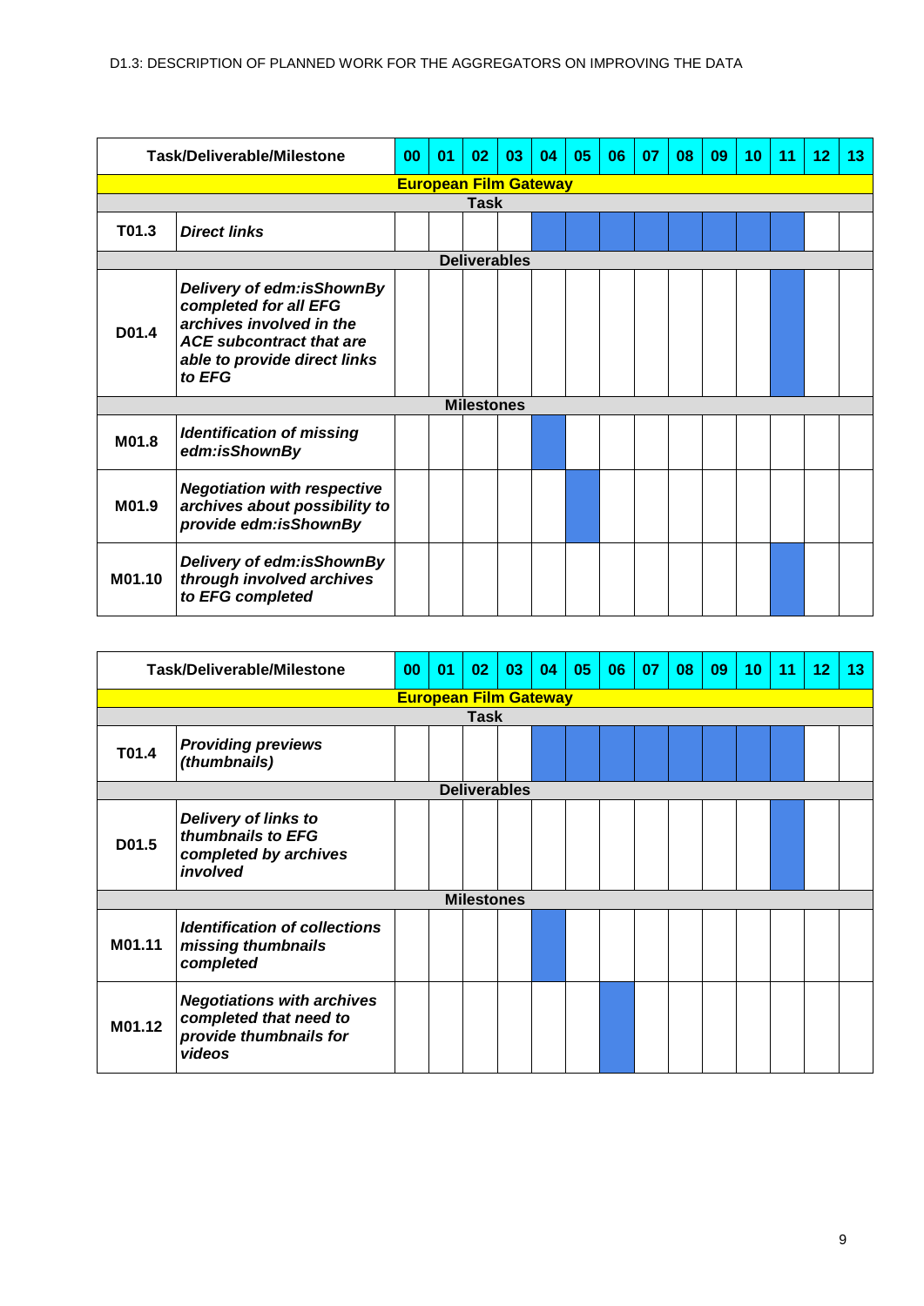| Task/Deliverable/Milestone | | 00 | 01 | 02 | 03 | 04 | 05 | 06 | 07 | 08 | 09 | 10 | 11 | 12 | 13 |
|---|---|---|---|---|---|---|---|---|---|---|---|---|---|---|---|
| **European Film Gateway** | | | | | | | | | | | | | | | |
| **Task** | | | | | | | | | | | | | | | |
| T01.3 | *Direct links* | | | | | ■ | ■ | ■ | ■ | ■ | ■ | ■ | ■ | | |
| **Deliverables** | | | | | | | | | | | | | | | |
| D01.4 | *Delivery of edm:isShownBy completed for all EFG archives involved in the ACE subcontract that are able to provide direct links to EFG* | | | | | | | | | | | | ■ | | |
| **Milestones** | | | | | | | | | | | | | | | |
| M01.8 | *Identification of missing edm:isShownBy* | | | | | ■ | | | | | | | | | |
| M01.9 | *Negotiation with respective archives about possibility to provide edm:isShownBy* | | | | | | ■ | | | | | | | | |
| M01.10 | *Delivery of edm:isShownBy through involved archives to EFG completed* | | | | | | | | | | | | ■ | | |

| Task/Deliverable/Milestone | | 00 | 01 | 02 | 03 | 04 | 05 | 06 | 07 | 08 | 09 | 10 | 11 | 12 | 13 |
|---|---|---|---|---|---|---|---|---|---|---|---|---|---|---|---|
| **European Film Gateway** | | | | | | | | | | | | | | | |
| **Task** | | | | | | | | | | | | | | | |
| T01.4 | *Providing previews (thumbnails)* | | | | | ■ | ■ | ■ | ■ | ■ | ■ | ■ | ■ | | |
| **Deliverables** | | | | | | | | | | | | | | | |
| D01.5 | *Delivery of links to thumbnails to EFG completed by archives involved* | | | | | | | | | | | | ■ | | |
| **Milestones** | | | | | | | | | | | | | | | |
| M01.11 | *Identification of collections missing thumbnails completed* | | | | | ■ | | | | | | | | | |
| M01.12 | *Negotiations with archives completed that need to provide thumbnails for videos* | | | | | | | ■ | | | | | | | |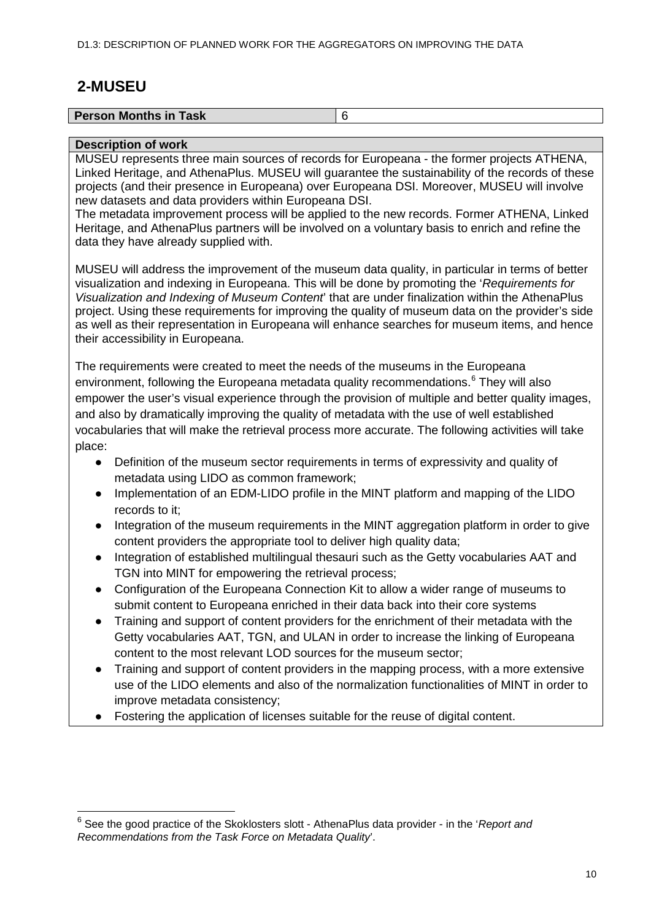## 2-MUSEU

| **Person Months in Task** | 6 |
|---|---|

**Description of work**

MUSEU represents three main sources of records for Europeana - the former projects ATHENA, Linked Heritage, and AthenaPlus. MUSEU will guarantee the sustainability of the records of these projects (and their presence in Europeana) over Europeana DSI. Moreover, MUSEU will involve new datasets and data providers within Europeana DSI.

The metadata improvement process will be applied to the new records. Former ATHENA, Linked Heritage, and AthenaPlus partners will be involved on a voluntary basis to enrich and refine the data they have already supplied with.

MUSEU will address the improvement of the museum data quality, in particular in terms of better visualization and indexing in Europeana. This will be done by promoting the '*Requirements for Visualization and Indexing of Museum Content*' that are under finalization within the AthenaPlus project. Using these requirements for improving the quality of museum data on the provider's side as well as their representation in Europeana will enhance searches for museum items, and hence their accessibility in Europeana.

The requirements were created to meet the needs of the museums in the Europeana environment, following the Europeana metadata quality recommendations.[6] They will also empower the user's visual experience through the provision of multiple and better quality images, and also by dramatically improving the quality of metadata with the use of well established vocabularies that will make the retrieval process more accurate. The following activities will take place:

- Definition of the museum sector requirements in terms of expressivity and quality of metadata using LIDO as common framework;
- Implementation of an EDM-LIDO profile in the MINT platform and mapping of the LIDO records to it;
- Integration of the museum requirements in the MINT aggregation platform in order to give content providers the appropriate tool to deliver high quality data;
- Integration of established multilingual thesauri such as the Getty vocabularies AAT and TGN into MINT for empowering the retrieval process;
- Configuration of the Europeana Connection Kit to allow a wider range of museums to submit content to Europeana enriched in their data back into their core systems
- Training and support of content providers for the enrichment of their metadata with the Getty vocabularies AAT, TGN, and ULAN in order to increase the linking of Europeana content to the most relevant LOD sources for the museum sector;
- Training and support of content providers in the mapping process, with a more extensive use of the LIDO elements and also of the normalization functionalities of MINT in order to improve metadata consistency;
- Fostering the application of licenses suitable for the reuse of digital content.

[6] See the good practice of the Skoklosters slott - AthenaPlus data provider - in the '*Report and Recommendations from the Task Force on Metadata Quality*'.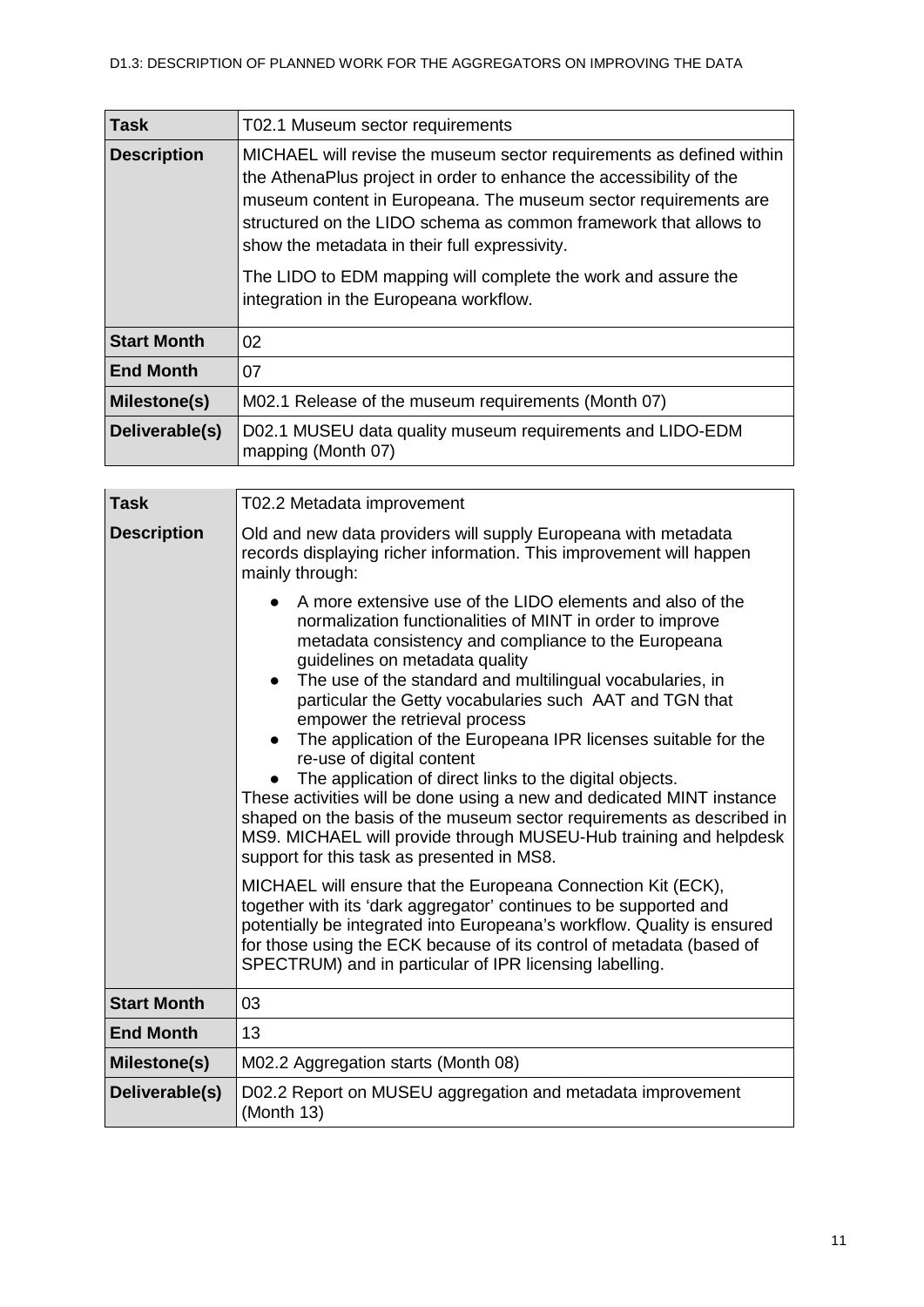| Task | T02.1 Museum sector requirements |
|---|---|
| Description | MICHAEL will revise the museum sector requirements as defined within the AthenaPlus project in order to enhance the accessibility of the museum content in Europeana. The museum sector requirements are structured on the LIDO schema as common framework that allows to show the metadata in their full expressivity.<br><br>The LIDO to EDM mapping will complete the work and assure the integration in the Europeana workflow. |
| Start Month | 02 |
| End Month | 07 |
| Milestone(s) | M02.1 Release of the museum requirements (Month 07) |
| Deliverable(s) | D02.1 MUSEU data quality museum requirements and LIDO-EDM mapping (Month 07) |

| Task | T02.2 Metadata improvement |
|---|---|
| Description | Old and new data providers will supply Europeana with metadata records displaying richer information. This improvement will happen mainly through:<br><br>● A more extensive use of the LIDO elements and also of the normalization functionalities of MINT in order to improve metadata consistency and compliance to the Europeana guidelines on metadata quality<br>● The use of the standard and multilingual vocabularies, in particular the Getty vocabularies such AAT and TGN that empower the retrieval process<br>● The application of the Europeana IPR licenses suitable for the re-use of digital content<br>● The application of direct links to the digital objects.<br><br>These activities will be done using a new and dedicated MINT instance shaped on the basis of the museum sector requirements as described in MS9. MICHAEL will provide through MUSEU-Hub training and helpdesk support for this task as presented in MS8.<br><br>MICHAEL will ensure that the Europeana Connection Kit (ECK), together with its 'dark aggregator' continues to be supported and potentially be integrated into Europeana's workflow. Quality is ensured for those using the ECK because of its control of metadata (based of SPECTRUM) and in particular of IPR licensing labelling. |
| Start Month | 03 |
| End Month | 13 |
| Milestone(s) | M02.2 Aggregation starts (Month 08) |
| Deliverable(s) | D02.2 Report on MUSEU aggregation and metadata improvement (Month 13) |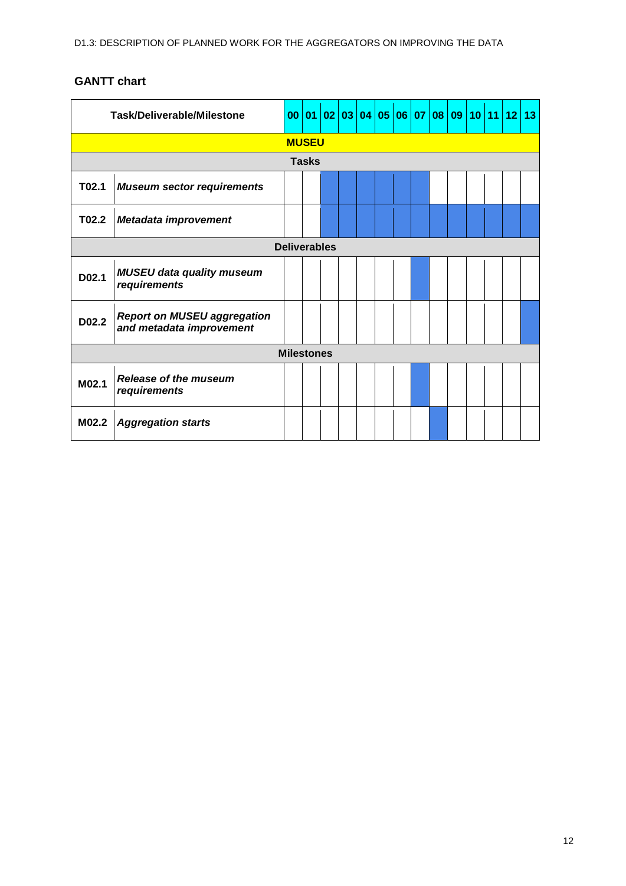## GANTT chart

| Task/Deliverable/Milestone | | 00 | 01 | 02 | 03 | 04 | 05 | 06 | 07 | 08 | 09 | 10 | 11 | 12 | 13 |
|---|---|---|---|---|---|---|---|---|---|---|---|---|---|---|---|
| **MUSEU** | | | | | | | | | | | | | | | |
| **Tasks** | | | | | | | | | | | | | | | |
| **T02.1** | ***Museum sector requirements*** | | | X | X | X | X | X | X | | | | | | |
| **T02.2** | ***Metadata improvement*** | | | X | X | X | X | X | X | X | X | X | X | X | X |
| **Deliverables** | | | | | | | | | | | | | | | |
| **D02.1** | ***MUSEU data quality museum requirements*** | | | | | | | | X | | | | | | |
| **D02.2** | ***Report on MUSEU aggregation and metadata improvement*** | | | | | | | | | | | | | | X |
| **Milestones** | | | | | | | | | | | | | | | |
| **M02.1** | ***Release of the museum requirements*** | | | | | | | | X | | | | | | |
| **M02.2** | ***Aggregation starts*** | | | | | | | | | X | | | | | |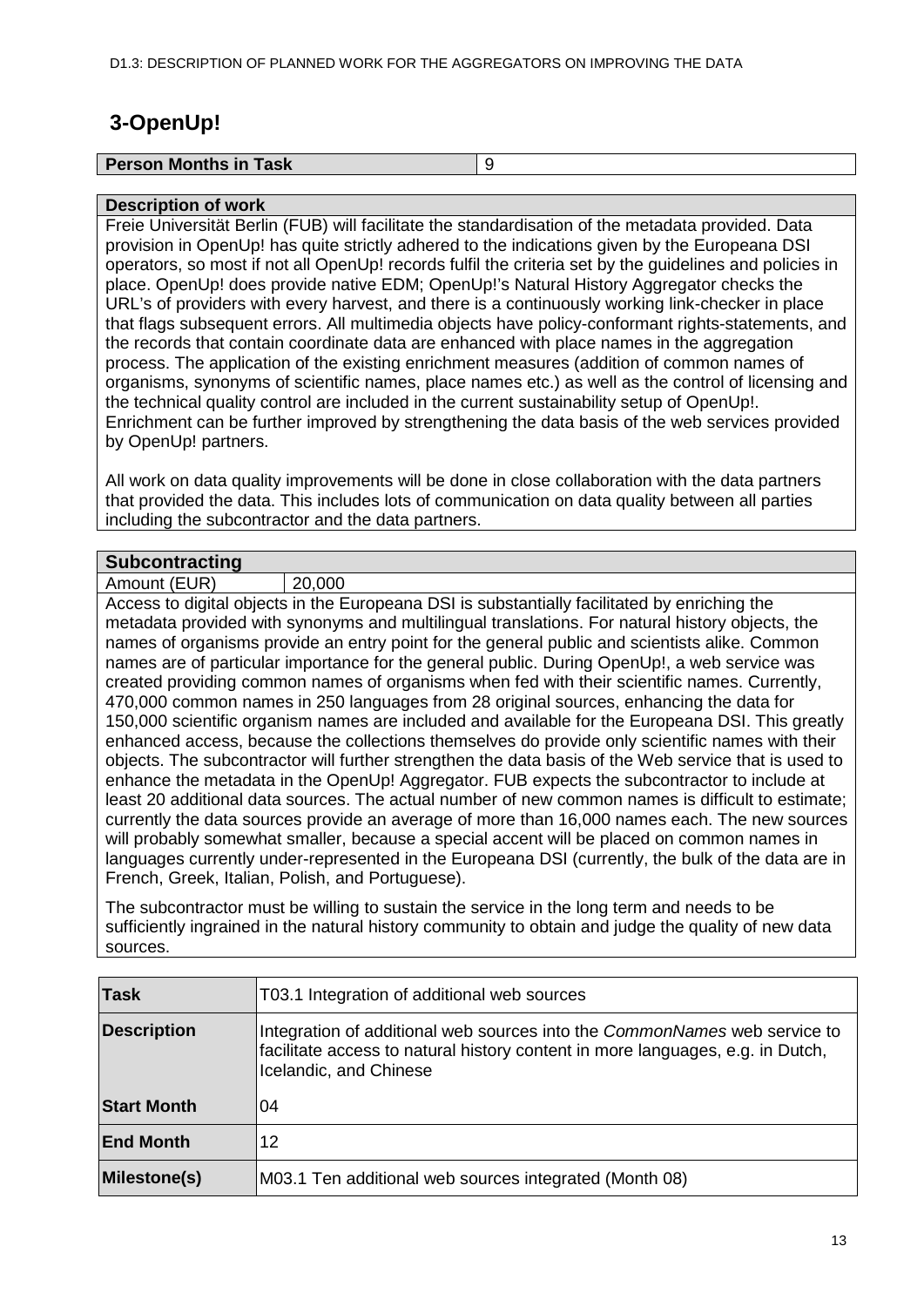## 3-OpenUp!

| Person Months in Task | 9 |
|---|---|

**Description of work**

Freie Universität Berlin (FUB) will facilitate the standardisation of the metadata provided. Data provision in OpenUp! has quite strictly adhered to the indications given by the Europeana DSI operators, so most if not all OpenUp! records fulfil the criteria set by the guidelines and policies in place. OpenUp! does provide native EDM; OpenUp!'s Natural History Aggregator checks the URL's of providers with every harvest, and there is a continuously working link-checker in place that flags subsequent errors. All multimedia objects have policy-conformant rights-statements, and the records that contain coordinate data are enhanced with place names in the aggregation process. The application of the existing enrichment measures (addition of common names of organisms, synonyms of scientific names, place names etc.) as well as the control of licensing and the technical quality control are included in the current sustainability setup of OpenUp!. Enrichment can be further improved by strengthening the data basis of the web services provided by OpenUp! partners.

All work on data quality improvements will be done in close collaboration with the data partners that provided the data. This includes lots of communication on data quality between all parties including the subcontractor and the data partners.

**Subcontracting**

| Amount (EUR) | 20,000 |
|---|---|

Access to digital objects in the Europeana DSI is substantially facilitated by enriching the metadata provided with synonyms and multilingual translations. For natural history objects, the names of organisms provide an entry point for the general public and scientists alike. Common names are of particular importance for the general public. During OpenUp!, a web service was created providing common names of organisms when fed with their scientific names. Currently, 470,000 common names in 250 languages from 28 original sources, enhancing the data for 150,000 scientific organism names are included and available for the Europeana DSI. This greatly enhanced access, because the collections themselves do provide only scientific names with their objects. The subcontractor will further strengthen the data basis of the Web service that is used to enhance the metadata in the OpenUp! Aggregator. FUB expects the subcontractor to include at least 20 additional data sources. The actual number of new common names is difficult to estimate; currently the data sources provide an average of more than 16,000 names each. The new sources will probably somewhat smaller, because a special accent will be placed on common names in languages currently under-represented in the Europeana DSI (currently, the bulk of the data are in French, Greek, Italian, Polish, and Portuguese).

The subcontractor must be willing to sustain the service in the long term and needs to be sufficiently ingrained in the natural history community to obtain and judge the quality of new data sources.

| Task | T03.1 Integration of additional web sources |
|---|---|
| Description | Integration of additional web sources into the *CommonNames* web service to facilitate access to natural history content in more languages, e.g. in Dutch, Icelandic, and Chinese |
| Start Month | 04 |
| End Month | 12 |
| Milestone(s) | M03.1 Ten additional web sources integrated (Month 08) |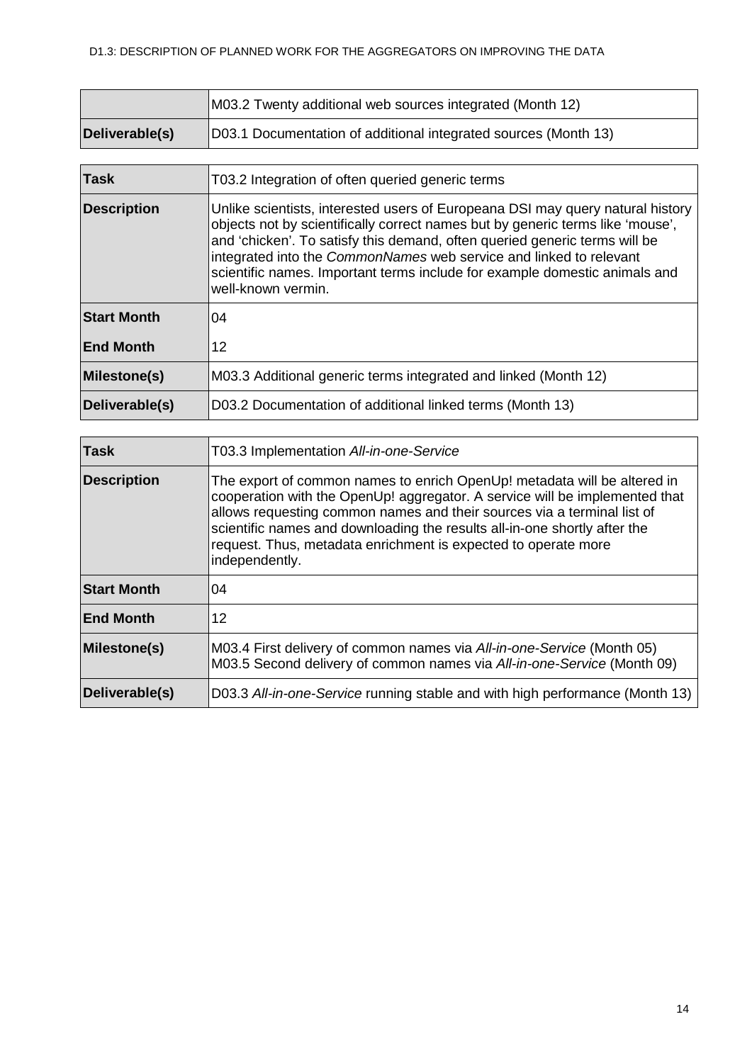| | |
|---|---|
| | M03.2 Twenty additional web sources integrated (Month 12) |
| **Deliverable(s)** | D03.1 Documentation of additional integrated sources (Month 13) |

| **Task** | T03.2 Integration of often queried generic terms |
|---|---|
| **Description** | Unlike scientists, interested users of Europeana DSI may query natural history objects not by scientifically correct names but by generic terms like 'mouse', and 'chicken'. To satisfy this demand, often queried generic terms will be integrated into the *CommonNames* web service and linked to relevant scientific names. Important terms include for example domestic animals and well-known vermin. |
| **Start Month** | 04 |
| **End Month** | 12 |
| **Milestone(s)** | M03.3 Additional generic terms integrated and linked (Month 12) |
| **Deliverable(s)** | D03.2 Documentation of additional linked terms (Month 13) |

| **Task** | T03.3 Implementation *All-in-one-Service* |
|---|---|
| **Description** | The export of common names to enrich OpenUp! metadata will be altered in cooperation with the OpenUp! aggregator. A service will be implemented that allows requesting common names and their sources via a terminal list of scientific names and downloading the results all-in-one shortly after the request. Thus, metadata enrichment is expected to operate more independently. |
| **Start Month** | 04 |
| **End Month** | 12 |
| **Milestone(s)** | M03.4 First delivery of common names via *All-in-one-Service* (Month 05)<br>M03.5 Second delivery of common names via *All-in-one-Service* (Month 09) |
| **Deliverable(s)** | D03.3 *All-in-one-Service* running stable and with high performance (Month 13) |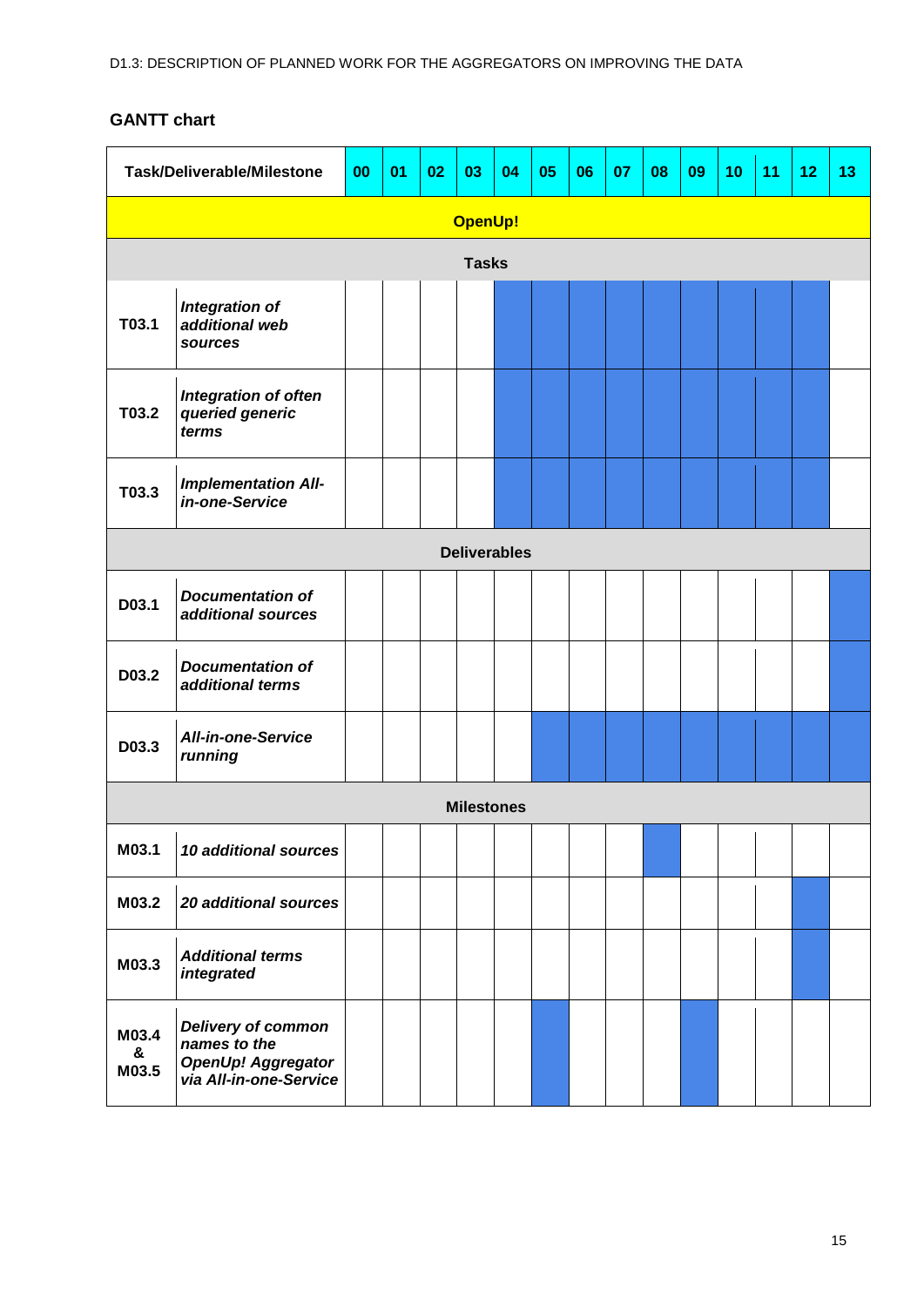## GANTT chart

| Task/Deliverable/Milestone | | 00 | 01 | 02 | 03 | 04 | 05 | 06 | 07 | 08 | 09 | 10 | 11 | 12 | 13 |
|---|---|---|---|---|---|---|---|---|---|---|---|---|---|---|---|
| **OpenUp!** | | | | | | | | | | | | | | | |
| **Tasks** | | | | | | | | | | | | | | | |
| T03.1 | ***Integration of additional web sources*** | | | | | ■ | ■ | ■ | ■ | ■ | ■ | ■ | ■ | ■ | |
| T03.2 | ***Integration of often queried generic terms*** | | | | | ■ | ■ | ■ | ■ | ■ | ■ | ■ | ■ | ■ | |
| T03.3 | ***Implementation All-in-one-Service*** | | | | | ■ | ■ | ■ | ■ | ■ | ■ | ■ | ■ | ■ | |
| **Deliverables** | | | | | | | | | | | | | | | |
| D03.1 | ***Documentation of additional sources*** | | | | | | | | | | | | | | ■ |
| D03.2 | ***Documentation of additional terms*** | | | | | | | | | | | | | | ■ |
| D03.3 | ***All-in-one-Service running*** | | | | | | ■ | ■ | ■ | ■ | ■ | ■ | ■ | ■ | ■ |
| **Milestones** | | | | | | | | | | | | | | | |
| M03.1 | ***10 additional sources*** | | | | | | | | | ■ | | | | | |
| M03.2 | ***20 additional sources*** | | | | | | | | | | | | | ■ | |
| M03.3 | ***Additional terms integrated*** | | | | | | | | | | | | | ■ | |
| M03.4 & M03.5 | ***Delivery of common names to the OpenUp! Aggregator via All-in-one-Service*** | | | | | | ■ | | | | ■ | | | | |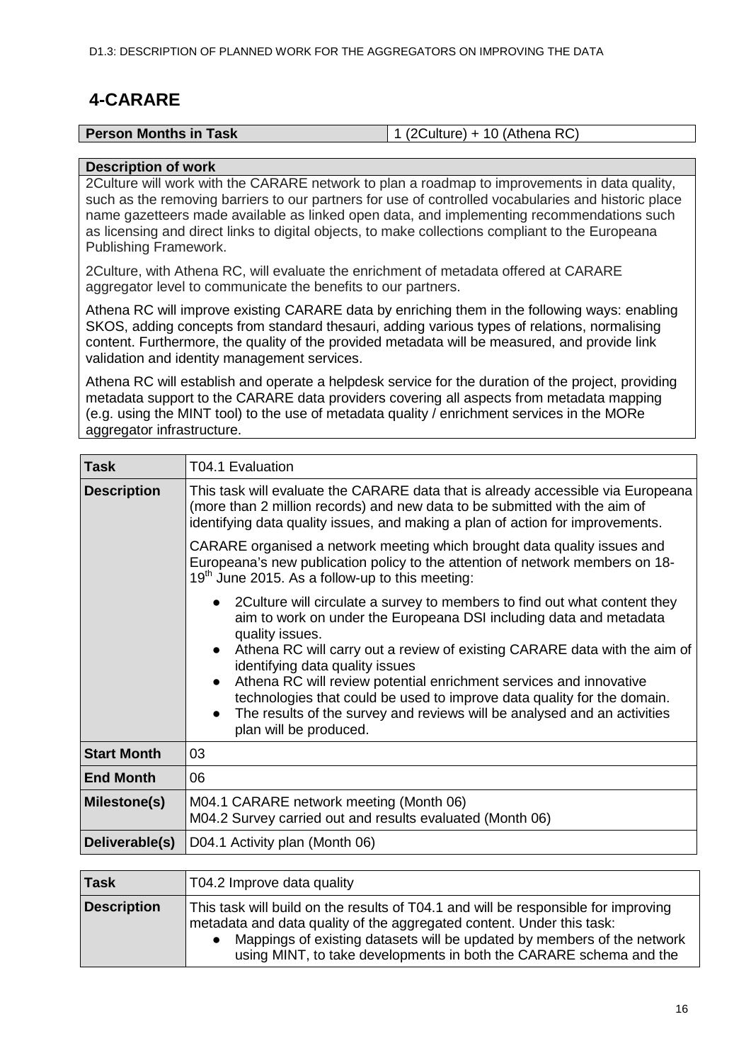## 4-CARARE

| Person Months in Task | 1 (2Culture) + 10 (Athena RC) |
|---|---|

**Description of work**

2Culture will work with the CARARE network to plan a roadmap to improvements in data quality, such as the removing barriers to our partners for use of controlled vocabularies and historic place name gazetteers made available as linked open data, and implementing recommendations such as licensing and direct links to digital objects, to make collections compliant to the Europeana Publishing Framework.

2Culture, with Athena RC, will evaluate the enrichment of metadata offered at CARARE aggregator level to communicate the benefits to our partners.

Athena RC will improve existing CARARE data by enriching them in the following ways: enabling SKOS, adding concepts from standard thesauri, adding various types of relations, normalising content. Furthermore, the quality of the provided metadata will be measured, and provide link validation and identity management services.

Athena RC will establish and operate a helpdesk service for the duration of the project, providing metadata support to the CARARE data providers covering all aspects from metadata mapping (e.g. using the MINT tool) to the use of metadata quality / enrichment services in the MORe aggregator infrastructure.

| Task | T04.1 Evaluation |
|---|---|
| Description | This task will evaluate the CARARE data that is already accessible via Europeana (more than 2 million records) and new data to be submitted with the aim of identifying data quality issues, and making a plan of action for improvements.<br><br>CARARE organised a network meeting which brought data quality issues and Europeana's new publication policy to the attention of network members on 18-19th June 2015. As a follow-up to this meeting:<br><br>• 2Culture will circulate a survey to members to find out what content they aim to work on under the Europeana DSI including data and metadata quality issues.<br>• Athena RC will carry out a review of existing CARARE data with the aim of identifying data quality issues<br>• Athena RC will review potential enrichment services and innovative technologies that could be used to improve data quality for the domain.<br>• The results of the survey and reviews will be analysed and an activities plan will be produced. |
| Start Month | 03 |
| End Month | 06 |
| Milestone(s) | M04.1 CARARE network meeting (Month 06)<br>M04.2 Survey carried out and results evaluated (Month 06) |
| Deliverable(s) | D04.1 Activity plan (Month 06) |

| Task | T04.2 Improve data quality |
|---|---|
| Description | This task will build on the results of T04.1 and will be responsible for improving metadata and data quality of the aggregated content. Under this task:<br>• Mappings of existing datasets will be updated by members of the network using MINT, to take developments in both the CARARE schema and the |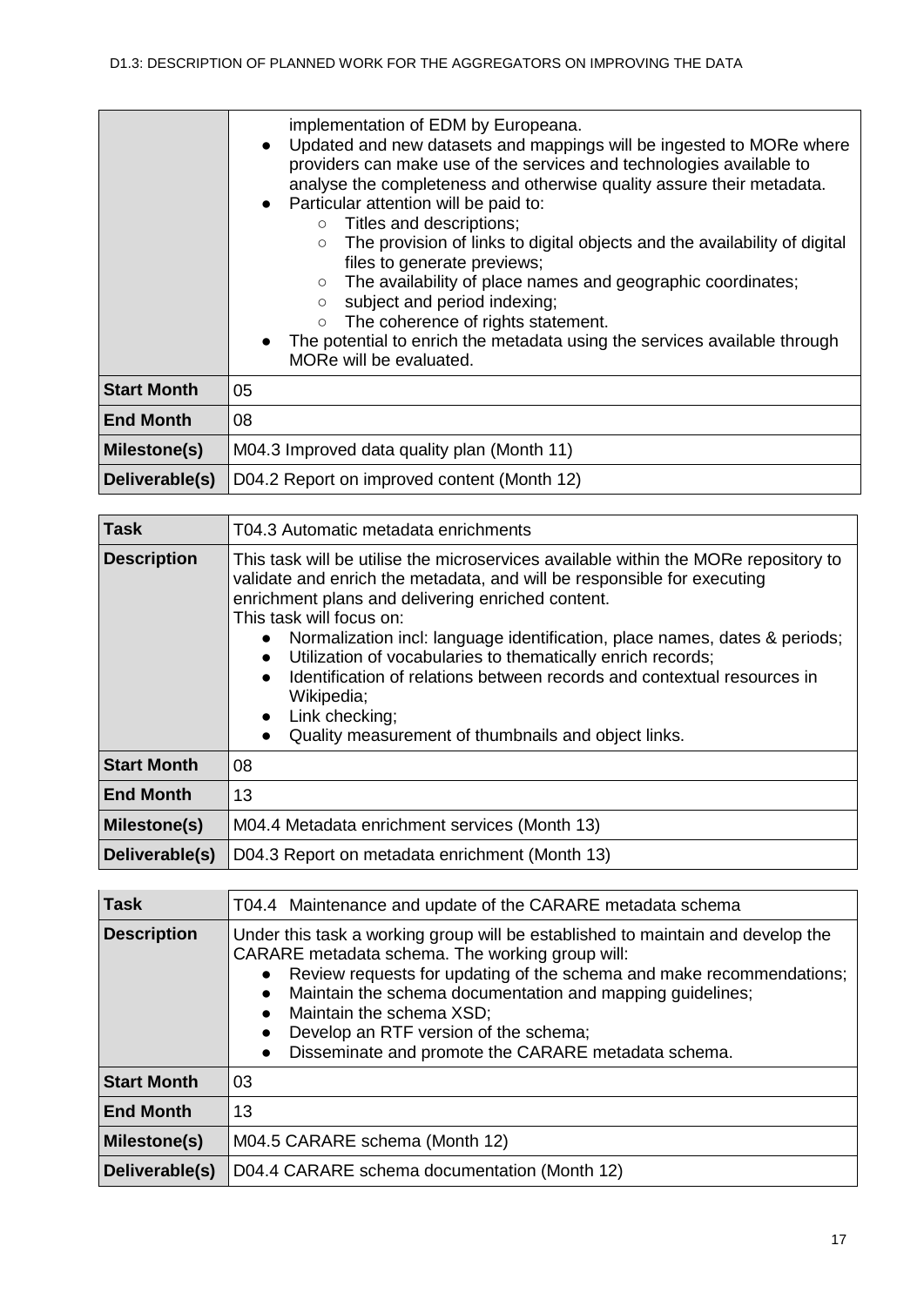| | |
|---|---|
| | implementation of EDM by Europeana.<br>● Updated and new datasets and mappings will be ingested to MORe where providers can make use of the services and technologies available to analyse the completeness and otherwise quality assure their metadata.<br>● Particular attention will be paid to:<br>○ Titles and descriptions;<br>○ The provision of links to digital objects and the availability of digital files to generate previews;<br>○ The availability of place names and geographic coordinates;<br>○ subject and period indexing;<br>○ The coherence of rights statement.<br>● The potential to enrich the metadata using the services available through MORe will be evaluated. |
| **Start Month** | 05 |
| **End Month** | 08 |
| **Milestone(s)** | M04.3 Improved data quality plan (Month 11) |
| **Deliverable(s)** | D04.2 Report on improved content (Month 12) |

| **Task** | T04.3 Automatic metadata enrichments |
|---|---|
| **Description** | This task will be utilise the microservices available within the MORe repository to validate and enrich the metadata, and will be responsible for executing enrichment plans and delivering enriched content.<br>This task will focus on:<br>● Normalization incl: language identification, place names, dates & periods;<br>● Utilization of vocabularies to thematically enrich records;<br>● Identification of relations between records and contextual resources in Wikipedia;<br>● Link checking;<br>● Quality measurement of thumbnails and object links. |
| **Start Month** | 08 |
| **End Month** | 13 |
| **Milestone(s)** | M04.4 Metadata enrichment services (Month 13) |
| **Deliverable(s)** | D04.3 Report on metadata enrichment (Month 13) |

| **Task** | T04.4 Maintenance and update of the CARARE metadata schema |
|---|---|
| **Description** | Under this task a working group will be established to maintain and develop the CARARE metadata schema. The working group will:<br>● Review requests for updating of the schema and make recommendations;<br>● Maintain the schema documentation and mapping guidelines;<br>● Maintain the schema XSD;<br>● Develop an RTF version of the schema;<br>● Disseminate and promote the CARARE metadata schema. |
| **Start Month** | 03 |
| **End Month** | 13 |
| **Milestone(s)** | M04.5 CARARE schema (Month 12) |
| **Deliverable(s)** | D04.4 CARARE schema documentation (Month 12) |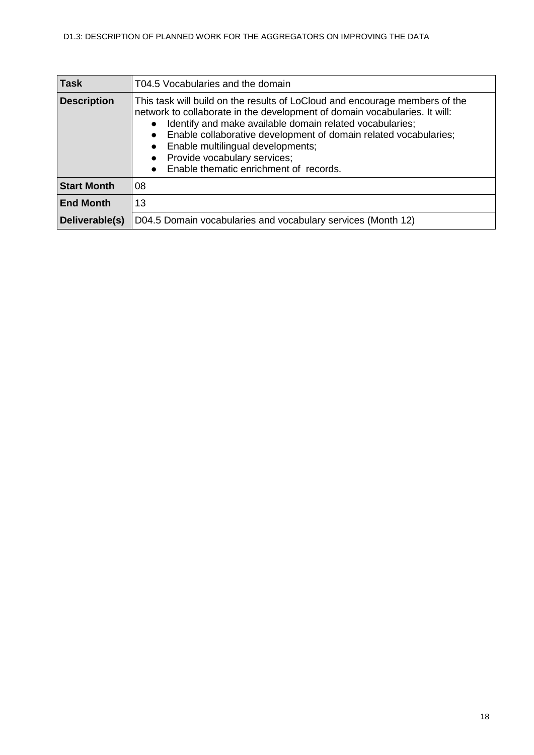| **Task** | T04.5 Vocabularies and the domain |
|---|---|
| **Description** | This task will build on the results of LoCloud and encourage members of the network to collaborate in the development of domain vocabularies. It will:<br>● Identify and make available domain related vocabularies;<br>● Enable collaborative development of domain related vocabularies;<br>● Enable multilingual developments;<br>● Provide vocabulary services;<br>● Enable thematic enrichment of records. |
| **Start Month** | 08 |
| **End Month** | 13 |
| **Deliverable(s)** | D04.5 Domain vocabularies and vocabulary services (Month 12) |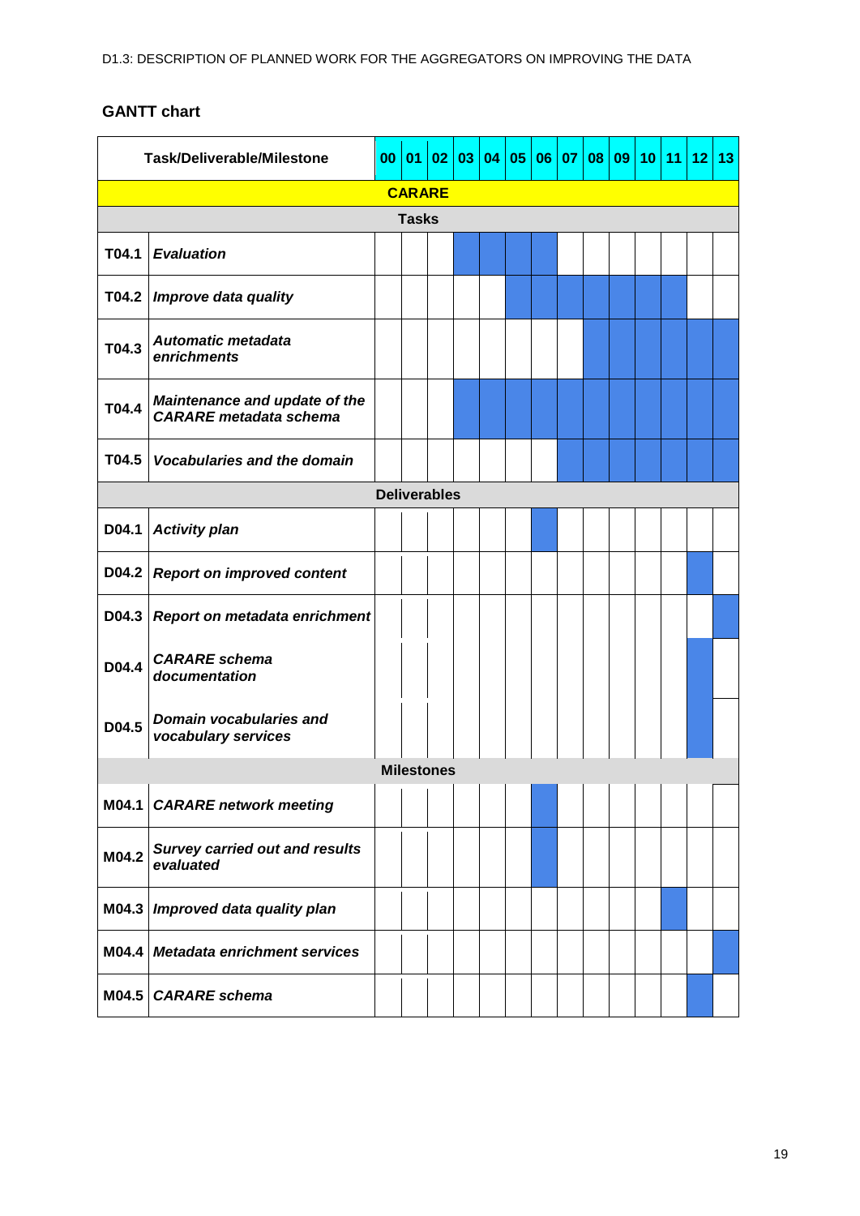## GANTT chart

| | Task/Deliverable/Milestone | 00 | 01 | 02 | 03 | 04 | 05 | 06 | 07 | 08 | 09 | 10 | 11 | 12 | 13 |
|---|---|---|---|---|---|---|---|---|---|---|---|---|---|---|---|
| **CARARE** | | | | | | | | | | | | | | | |
| **Tasks** | | | | | | | | | | | | | | | |
| **T04.1** | ***Evaluation*** | | | | ■ | ■ | ■ | ■ | | | | | | | |
| **T04.2** | ***Improve data quality*** | | | | | | ■ | ■ | ■ | ■ | ■ | ■ | ■ | | |
| **T04.3** | ***Automatic metadata enrichments*** | | | | | | | | | ■ | ■ | ■ | ■ | ■ | ■ |
| **T04.4** | ***Maintenance and update of the CARARE metadata schema*** | | | | ■ | ■ | ■ | ■ | ■ | ■ | ■ | ■ | ■ | ■ | ■ |
| **T04.5** | ***Vocabularies and the domain*** | | | | | | | | ■ | ■ | ■ | ■ | ■ | ■ | ■ |
| **Deliverables** | | | | | | | | | | | | | | | |
| **D04.1** | ***Activity plan*** | | | | | | | ■ | | | | | | | |
| **D04.2** | ***Report on improved content*** | | | | | | | | | | | | | ■ | |
| **D04.3** | ***Report on metadata enrichment*** | | | | | | | | | | | | | | ■ |
| **D04.4** | ***CARARE schema documentation*** | | | | | | | | | | | | | ■ | |
| **D04.5** | ***Domain vocabularies and vocabulary services*** | | | | | | | | | | | | | ■ | |
| **Milestones** | | | | | | | | | | | | | | | |
| **M04.1** | ***CARARE network meeting*** | | | | | | | ■ | | | | | | | |
| **M04.2** | ***Survey carried out and results evaluated*** | | | | | | | ■ | | | | | | | |
| **M04.3** | ***Improved data quality plan*** | | | | | | | | | | | | ■ | | |
| **M04.4** | ***Metadata enrichment services*** | | | | | | | | | | | | | | ■ |
| **M04.5** | ***CARARE schema*** | | | | | | | | | | | | | ■ | |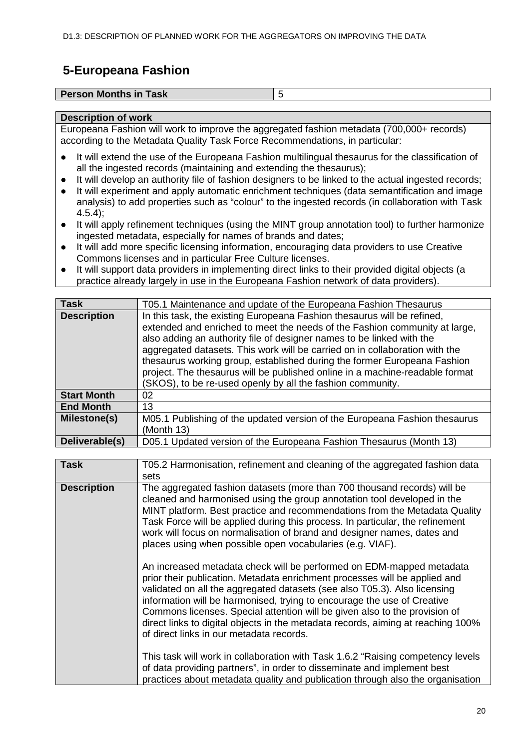# 5-Europeana Fashion

| **Person Months in Task** | 5 |
|---|---|

| **Description of work** |
|---|
| Europeana Fashion will work to improve the aggregated fashion metadata (700,000+ records) according to the Metadata Quality Task Force Recommendations, in particular:<br>● It will extend the use of the Europeana Fashion multilingual thesaurus for the classification of all the ingested records (maintaining and extending the thesaurus);<br>● It will develop an authority file of fashion designers to be linked to the actual ingested records;<br>● It will experiment and apply automatic enrichment techniques (data semantification and image analysis) to add properties such as "colour" to the ingested records (in collaboration with Task 4.5.4);<br>● It will apply refinement techniques (using the MINT group annotation tool) to further harmonize ingested metadata, especially for names of brands and dates;<br>● It will add more specific licensing information, encouraging data providers to use Creative Commons licenses and in particular Free Culture licenses.<br>● It will support data providers in implementing direct links to their provided digital objects (a practice already largely in use in the Europeana Fashion network of data providers). |

| **Task** | T05.1 Maintenance and update of the Europeana Fashion Thesaurus |
|---|---|
| **Description** | In this task, the existing Europeana Fashion thesaurus will be refined, extended and enriched to meet the needs of the Fashion community at large, also adding an authority file of designer names to be linked with the aggregated datasets. This work will be carried on in collaboration with the thesaurus working group, established during the former Europeana Fashion project. The thesaurus will be published online in a machine-readable format (SKOS), to be re-used openly by all the fashion community. |
| **Start Month** | 02 |
| **End Month** | 13 |
| **Milestone(s)** | M05.1 Publishing of the updated version of the Europeana Fashion thesaurus (Month 13) |
| **Deliverable(s)** | D05.1 Updated version of the Europeana Fashion Thesaurus (Month 13) |

| **Task** | T05.2 Harmonisation, refinement and cleaning of the aggregated fashion data sets |
|---|---|
| **Description** | The aggregated fashion datasets (more than 700 thousand records) will be cleaned and harmonised using the group annotation tool developed in the MINT platform. Best practice and recommendations from the Metadata Quality Task Force will be applied during this process. In particular, the refinement work will focus on normalisation of brand and designer names, dates and places using when possible open vocabularies (e.g. VIAF).<br><br>An increased metadata check will be performed on EDM-mapped metadata prior their publication. Metadata enrichment processes will be applied and validated on all the aggregated datasets (see also T05.3). Also licensing information will be harmonised, trying to encourage the use of Creative Commons licenses. Special attention will be given also to the provision of direct links to digital objects in the metadata records, aiming at reaching 100% of direct links in our metadata records.<br><br>This task will work in collaboration with Task 1.6.2 "Raising competency levels of data providing partners", in order to disseminate and implement best practices about metadata quality and publication through also the organisation |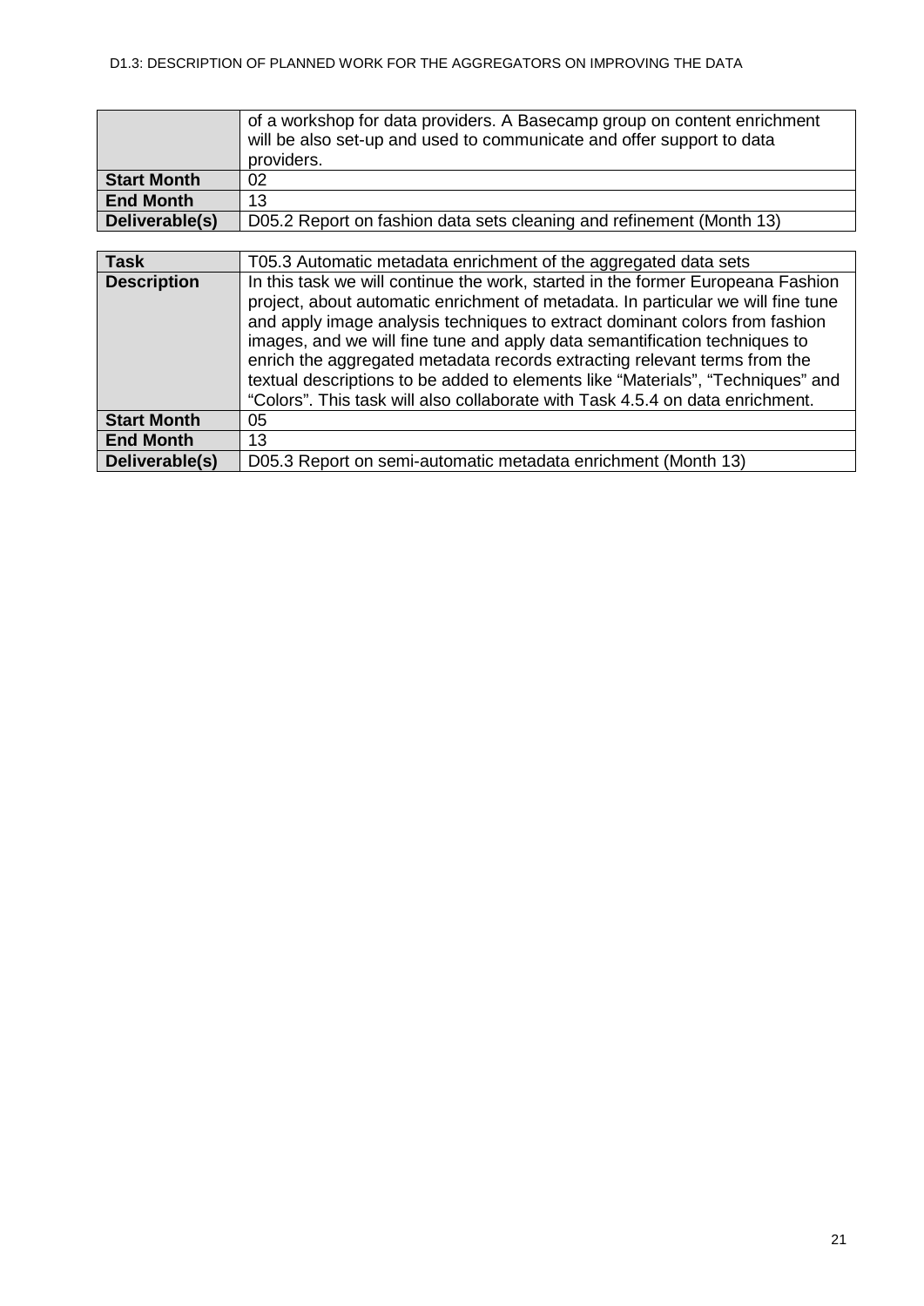|  | of a workshop for data providers. A Basecamp group on content enrichment will be also set-up and used to communicate and offer support to data providers. |
|---|---|
| **Start Month** | 02 |
| **End Month** | 13 |
| **Deliverable(s)** | D05.2 Report on fashion data sets cleaning and refinement (Month 13) |

| **Task** | T05.3 Automatic metadata enrichment of the aggregated data sets |
|---|---|
| **Description** | In this task we will continue the work, started in the former Europeana Fashion project, about automatic enrichment of metadata. In particular we will fine tune and apply image analysis techniques to extract dominant colors from fashion images, and we will fine tune and apply data semantification techniques to enrich the aggregated metadata records extracting relevant terms from the textual descriptions to be added to elements like "Materials", "Techniques" and "Colors". This task will also collaborate with Task 4.5.4 on data enrichment. |
| **Start Month** | 05 |
| **End Month** | 13 |
| **Deliverable(s)** | D05.3 Report on semi-automatic metadata enrichment (Month 13) |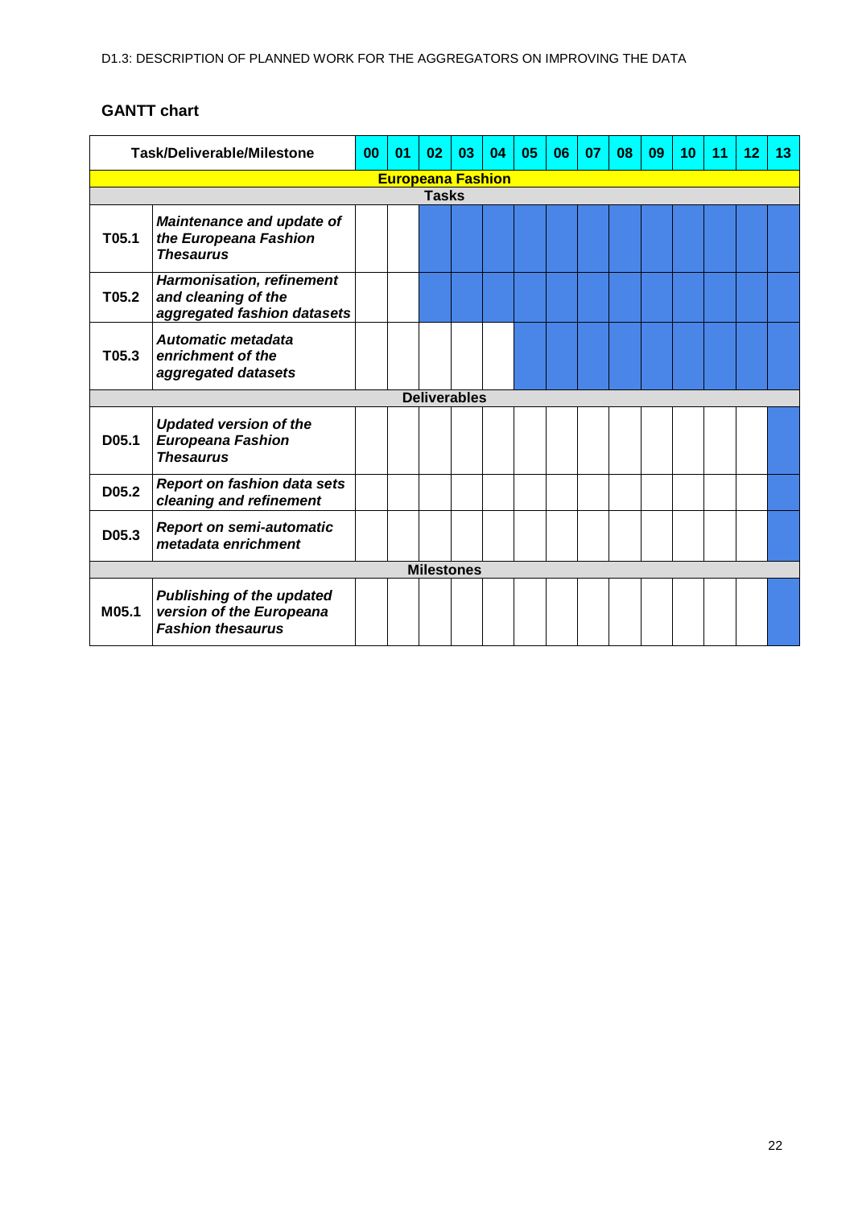## GANTT chart

| Task/Deliverable/Milestone | | 00 | 01 | 02 | 03 | 04 | 05 | 06 | 07 | 08 | 09 | 10 | 11 | 12 | 13 |
|---|---|---|---|---|---|---|---|---|---|---|---|---|---|---|---|
| **Europeana Fashion** | | | | | | | | | | | | | | | |
| **Tasks** | | | | | | | | | | | | | | | |
| T05.1 | ***Maintenance and update of the Europeana Fashion Thesaurus*** | | | X | X | X | X | X | X | X | X | X | X | X | X |
| T05.2 | ***Harmonisation, refinement and cleaning of the aggregated fashion datasets*** | | | X | X | X | X | X | X | X | X | X | X | X | X |
| T05.3 | ***Automatic metadata enrichment of the aggregated datasets*** | | | | | | X | X | X | X | X | X | X | X | X |
| **Deliverables** | | | | | | | | | | | | | | | |
| D05.1 | ***Updated version of the Europeana Fashion Thesaurus*** | | | | | | | | | | | | | | X |
| D05.2 | ***Report on fashion data sets cleaning and refinement*** | | | | | | | | | | | | | | X |
| D05.3 | ***Report on semi-automatic metadata enrichment*** | | | | | | | | | | | | | | X |
| **Milestones** | | | | | | | | | | | | | | | |
| M05.1 | ***Publishing of the updated version of the Europeana Fashion thesaurus*** | | | | | | | | | | | | | | X |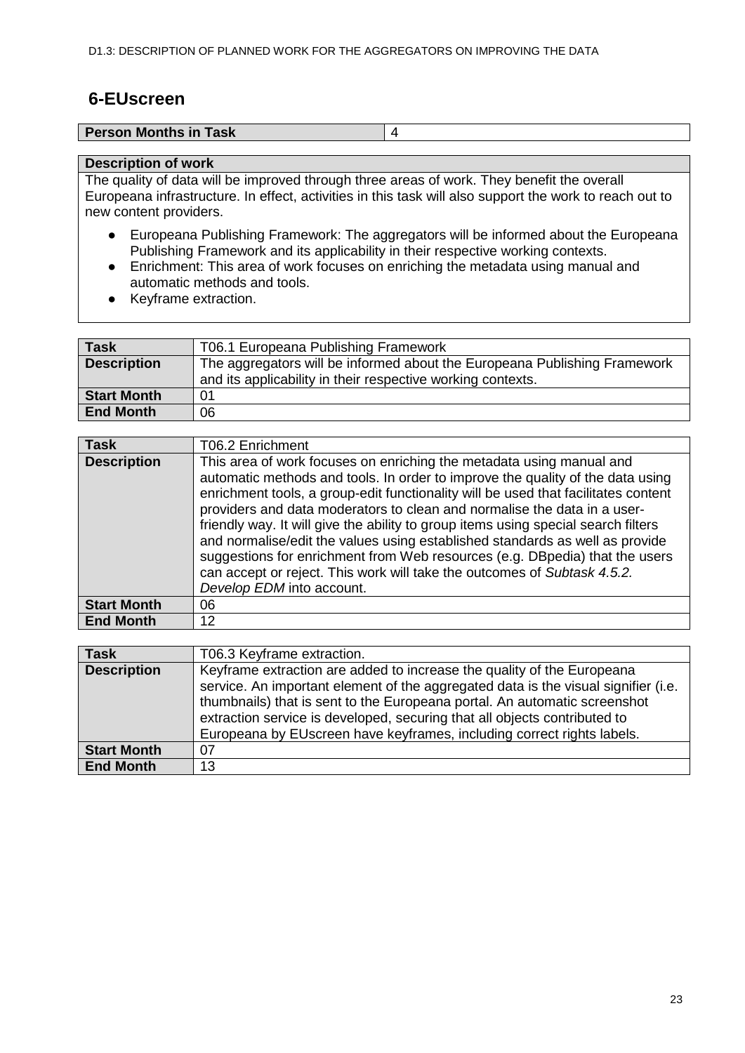## 6-EUscreen

| Person Months in Task | 4 |
|---|---|

**Description of work**

The quality of data will be improved through three areas of work. They benefit the overall Europeana infrastructure. In effect, activities in this task will also support the work to reach out to new content providers.

- Europeana Publishing Framework: The aggregators will be informed about the Europeana Publishing Framework and its applicability in their respective working contexts.
- Enrichment: This area of work focuses on enriching the metadata using manual and automatic methods and tools.
- Keyframe extraction.

| Task | T06.1 Europeana Publishing Framework |
|---|---|
| **Description** | The aggregators will be informed about the Europeana Publishing Framework and its applicability in their respective working contexts. |
| **Start Month** | 01 |
| **End Month** | 06 |

| Task | T06.2 Enrichment |
|---|---|
| **Description** | This area of work focuses on enriching the metadata using manual and automatic methods and tools. In order to improve the quality of the data using enrichment tools, a group-edit functionality will be used that facilitates content providers and data moderators to clean and normalise the data in a user-friendly way. It will give the ability to group items using special search filters and normalise/edit the values using established standards as well as provide suggestions for enrichment from Web resources (e.g. DBpedia) that the users can accept or reject. This work will take the outcomes of *Subtask 4.5.2. Develop EDM* into account. |
| **Start Month** | 06 |
| **End Month** | 12 |

| Task | T06.3 Keyframe extraction. |
|---|---|
| **Description** | Keyframe extraction are added to increase the quality of the Europeana service. An important element of the aggregated data is the visual signifier (i.e. thumbnails) that is sent to the Europeana portal. An automatic screenshot extraction service is developed, securing that all objects contributed to Europeana by EUscreen have keyframes, including correct rights labels. |
| **Start Month** | 07 |
| **End Month** | 13 |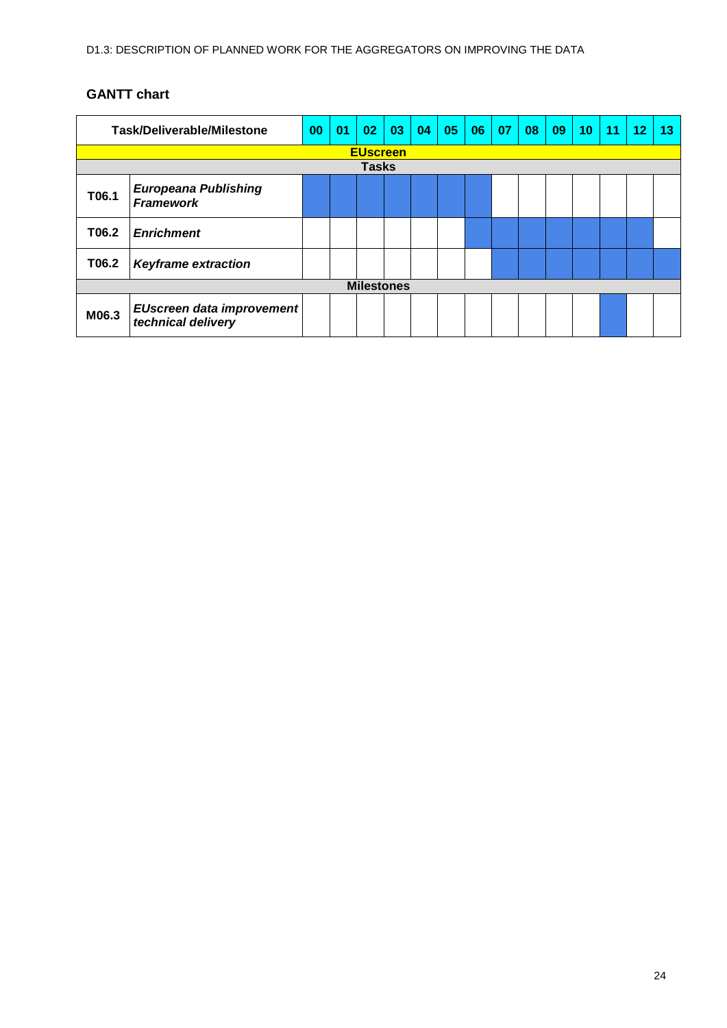## GANTT chart

| Task/Deliverable/Milestone | | 00 | 01 | 02 | 03 | 04 | 05 | 06 | 07 | 08 | 09 | 10 | 11 | 12 | 13 |
|---|---|---|---|---|---|---|---|---|---|---|---|---|---|---|---|
| **EUscreen** | | | | | | | | | | | | | | | |
| **Tasks** | | | | | | | | | | | | | | | |
| **T06.1** | ***Europeana Publishing Framework*** | ■ | ■ | ■ | ■ | ■ | ■ | ■ | | | | | | | |
| **T06.2** | ***Enrichment*** | | | | | | | ■ | ■ | ■ | ■ | ■ | ■ | ■ | |
| **T06.2** | ***Keyframe extraction*** | | | | | | | | ■ | ■ | ■ | ■ | ■ | ■ | ■ |
| **Milestones** | | | | | | | | | | | | | | | |
| **M06.3** | ***EUscreen data improvement technical delivery*** | | | | | | | | | | | | ■ | | |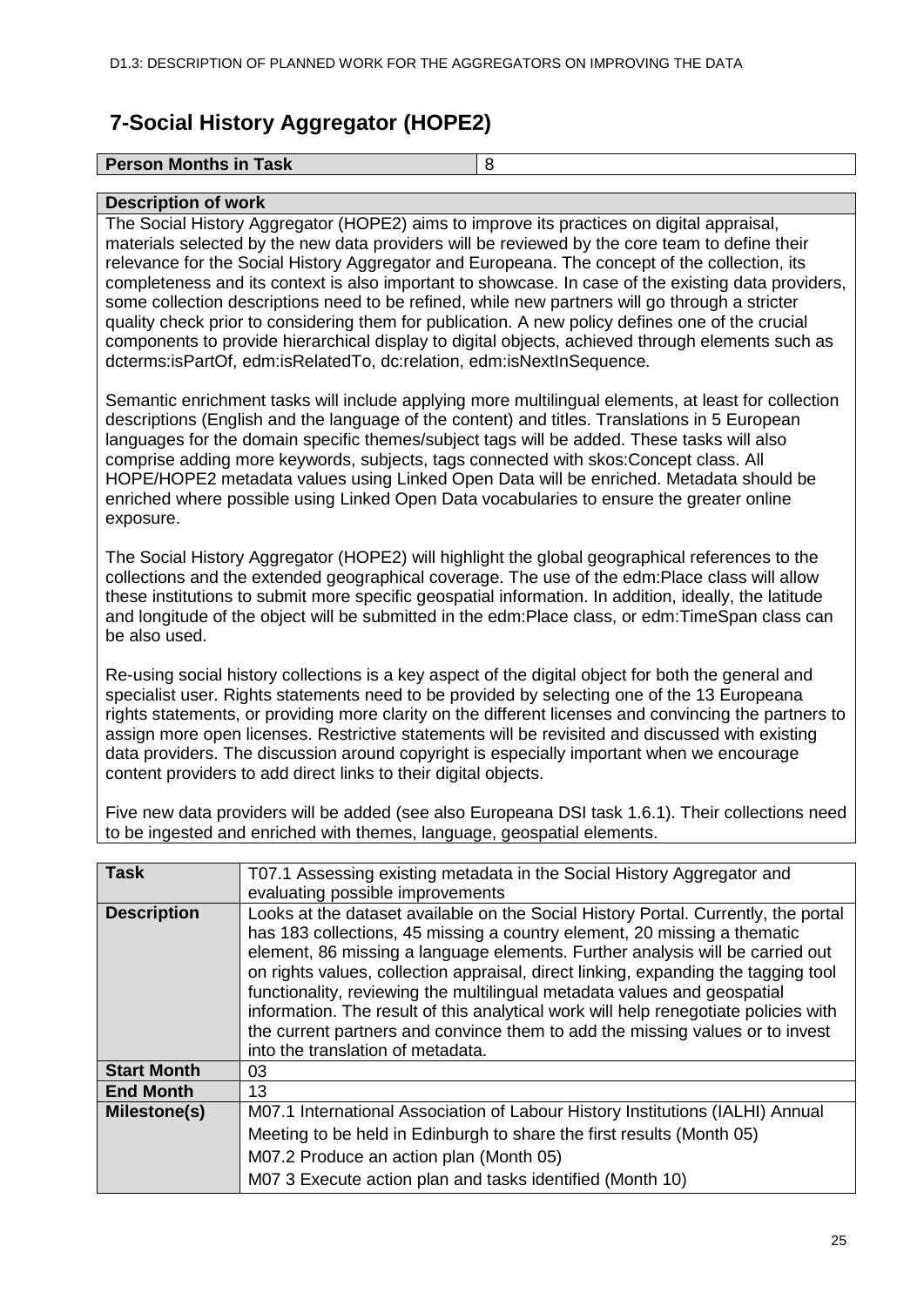# 7-Social History Aggregator (HOPE2)

| **Person Months in Task** | 8 |
|---|---|

| **Description of work** |
|---|
| The Social History Aggregator (HOPE2) aims to improve its practices on digital appraisal, materials selected by the new data providers will be reviewed by the core team to define their relevance for the Social History Aggregator and Europeana. The concept of the collection, its completeness and its context is also important to showcase. In case of the existing data providers, some collection descriptions need to be refined, while new partners will go through a stricter quality check prior to considering them for publication. A new policy defines one of the crucial components to provide hierarchical display to digital objects, achieved through elements such as dcterms:isPartOf, edm:isRelatedTo, dc:relation, edm:isNextInSequence.<br><br>Semantic enrichment tasks will include applying more multilingual elements, at least for collection descriptions (English and the language of the content) and titles. Translations in 5 European languages for the domain specific themes/subject tags will be added. These tasks will also comprise adding more keywords, subjects, tags connected with skos:Concept class. All HOPE/HOPE2 metadata values using Linked Open Data will be enriched. Metadata should be enriched where possible using Linked Open Data vocabularies to ensure the greater online exposure.<br><br>The Social History Aggregator (HOPE2) will highlight the global geographical references to the collections and the extended geographical coverage. The use of the edm:Place class will allow these institutions to submit more specific geospatial information. In addition, ideally, the latitude and longitude of the object will be submitted in the edm:Place class, or edm:TimeSpan class can be also used.<br><br>Re-using social history collections is a key aspect of the digital object for both the general and specialist user. Rights statements need to be provided by selecting one of the 13 Europeana rights statements, or providing more clarity on the different licenses and convincing the partners to assign more open licenses. Restrictive statements will be revisited and discussed with existing data providers. The discussion around copyright is especially important when we encourage content providers to add direct links to their digital objects.<br><br>Five new data providers will be added (see also Europeana DSI task 1.6.1). Their collections need to be ingested and enriched with themes, language, geospatial elements. |

| **Task** | T07.1 Assessing existing metadata in the Social History Aggregator and evaluating possible improvements |
|---|---|
| **Description** | Looks at the dataset available on the Social History Portal. Currently, the portal has 183 collections, 45 missing a country element, 20 missing a thematic element, 86 missing a language elements. Further analysis will be carried out on rights values, collection appraisal, direct linking, expanding the tagging tool functionality, reviewing the multilingual metadata values and geospatial information. The result of this analytical work will help renegotiate policies with the current partners and convince them to add the missing values or to invest into the translation of metadata. |
| **Start Month** | 03 |
| **End Month** | 13 |
| **Milestone(s)** | M07.1 International Association of Labour History Institutions (IALHI) Annual Meeting to be held in Edinburgh to share the first results (Month 05)<br>M07.2 Produce an action plan (Month 05)<br>M07 3 Execute action plan and tasks identified (Month 10) |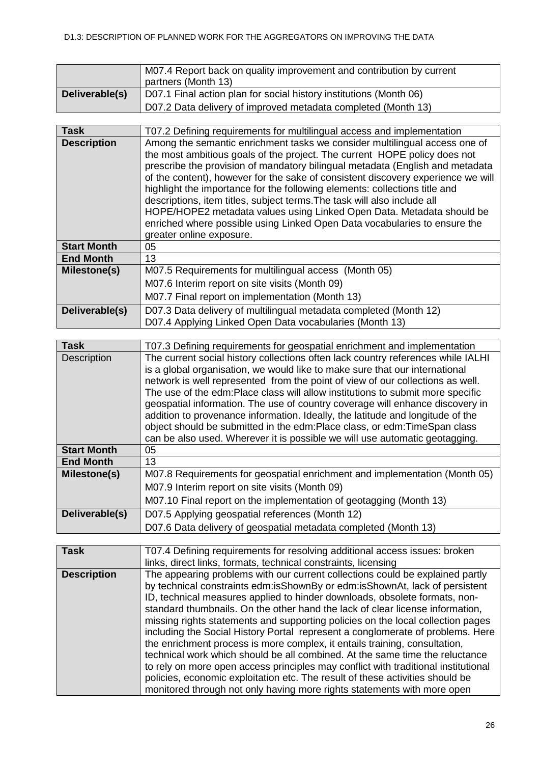| | |
|---|---|
| | M07.4 Report back on quality improvement and contribution by current partners (Month 13) |
| **Deliverable(s)** | D07.1 Final action plan for social history institutions (Month 06)<br>D07.2 Data delivery of improved metadata completed (Month 13) |

| **Task** | T07.2 Defining requirements for multilingual access and implementation |
|---|---|
| **Description** | Among the semantic enrichment tasks we consider multilingual access one of the most ambitious goals of the project. The current HOPE policy does not prescribe the provision of mandatory bilingual metadata (English and metadata of the content), however for the sake of consistent discovery experience we will highlight the importance for the following elements: collections title and descriptions, item titles, subject terms.The task will also include all HOPE/HOPE2 metadata values using Linked Open Data. Metadata should be enriched where possible using Linked Open Data vocabularies to ensure the greater online exposure. |
| **Start Month** | 05 |
| **End Month** | 13 |
| **Milestone(s)** | M07.5 Requirements for multilingual access (Month 05)<br>M07.6 Interim report on site visits (Month 09)<br>M07.7 Final report on implementation (Month 13) |
| **Deliverable(s)** | D07.3 Data delivery of multilingual metadata completed (Month 12)<br>D07.4 Applying Linked Open Data vocabularies (Month 13) |

| **Task** | T07.3 Defining requirements for geospatial enrichment and implementation |
|---|---|
| Description | The current social history collections often lack country references while IALHI is a global organisation, we would like to make sure that our international network is well represented from the point of view of our collections as well. The use of the edm:Place class will allow institutions to submit more specific geospatial information. The use of country coverage will enhance discovery in addition to provenance information. Ideally, the latitude and longitude of the object should be submitted in the edm:Place class, or edm:TimeSpan class can be also used. Wherever it is possible we will use automatic geotagging. |
| **Start Month** | 05 |
| **End Month** | 13 |
| **Milestone(s)** | M07.8 Requirements for geospatial enrichment and implementation (Month 05)<br>M07.9 Interim report on site visits (Month 09)<br>M07.10 Final report on the implementation of geotagging (Month 13) |
| **Deliverable(s)** | D07.5 Applying geospatial references (Month 12)<br>D07.6 Data delivery of geospatial metadata completed (Month 13) |

| **Task** | T07.4 Defining requirements for resolving additional access issues: broken links, direct links, formats, technical constraints, licensing |
|---|---|
| **Description** | The appearing problems with our current collections could be explained partly by technical constraints edm:isShownBy or edm:isShownAt, lack of persistent ID, technical measures applied to hinder downloads, obsolete formats, non-standard thumbnails. On the other hand the lack of clear license information, missing rights statements and supporting policies on the local collection pages including the Social History Portal represent a conglomerate of problems. Here the enrichment process is more complex, it entails training, consultation, technical work which should be all combined. At the same time the reluctance to rely on more open access principles may conflict with traditional institutional policies, economic exploitation etc. The result of these activities should be monitored through not only having more rights statements with more open |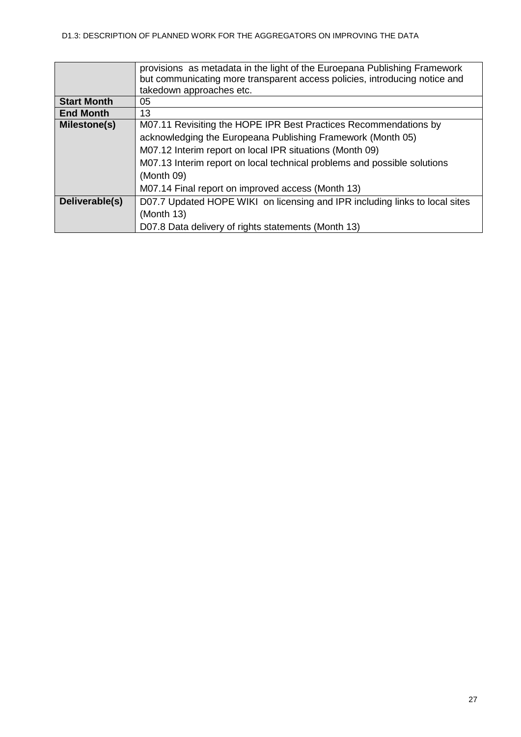| | |
|---|---|
| | provisions as metadata in the light of the Euroepana Publishing Framework but communicating more transparent access policies, introducing notice and takedown approaches etc. |
| **Start Month** | 05 |
| **End Month** | 13 |
| **Milestone(s)** | M07.11 Revisiting the HOPE IPR Best Practices Recommendations by acknowledging the Europeana Publishing Framework (Month 05)<br>M07.12 Interim report on local IPR situations (Month 09)<br>M07.13 Interim report on local technical problems and possible solutions (Month 09)<br>M07.14 Final report on improved access (Month 13) |
| **Deliverable(s)** | D07.7 Updated HOPE WIKI on licensing and IPR including links to local sites (Month 13)<br>D07.8 Data delivery of rights statements (Month 13) |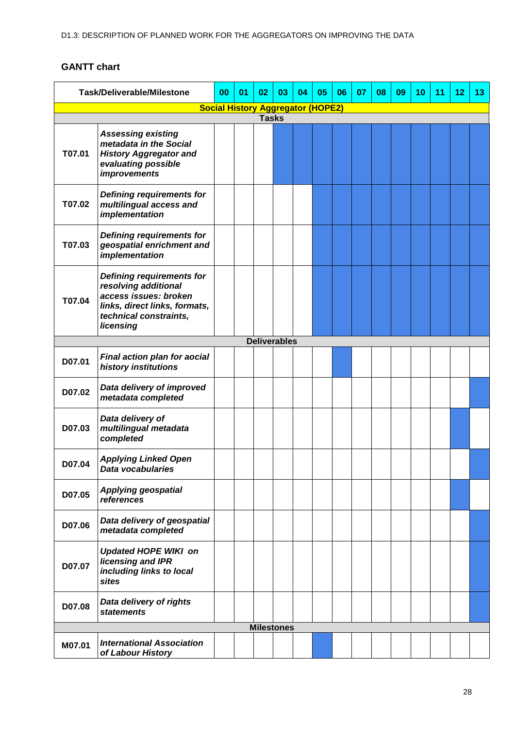## GANTT chart

| Task/Deliverable/Milestone | | 00 | 01 | 02 | 03 | 04 | 05 | 06 | 07 | 08 | 09 | 10 | 11 | 12 | 13 |
|---|---|---|---|---|---|---|---|---|---|---|---|---|---|---|---|
| **Social History Aggregator (HOPE2)** | | | | | | | | | | | | | | | |
| **Tasks** | | | | | | | | | | | | | | | |
| T07.01 | ***Assessing existing metadata in the Social History Aggregator and evaluating possible improvements*** | | | | X | X | X | X | X | X | X | X | X | X | X |
| T07.02 | ***Defining requirements for multilingual access and implementation*** | | | | | | X | X | X | X | X | X | X | X | X |
| T07.03 | ***Defining requirements for geospatial enrichment and implementation*** | | | | | | X | X | X | X | X | X | X | X | X |
| T07.04 | ***Defining requirements for resolving additional access issues: broken links, direct links, formats, technical constraints, licensing*** | | | | | | X | X | X | X | X | X | X | X | X |
| **Deliverables** | | | | | | | | | | | | | | | |
| D07.01 | ***Final action plan for aocial history institutions*** | | | | | | | X | | | | | | | |
| D07.02 | ***Data delivery of improved metadata completed*** | | | | | | | | | | | | | | X |
| D07.03 | ***Data delivery of multilingual metadata completed*** | | | | | | | | | | | | | X | |
| D07.04 | ***Applying Linked Open Data vocabularies*** | | | | | | | | | | | | | | X |
| D07.05 | ***Applying geospatial references*** | | | | | | | | | | | | | X | |
| D07.06 | ***Data delivery of geospatial metadata completed*** | | | | | | | | | | | | | | X |
| D07.07 | ***Updated HOPE WIKI on licensing and IPR including links to local sites*** | | | | | | | | | | | | | | X |
| D07.08 | ***Data delivery of rights statements*** | | | | | | | | | | | | | | X |
| **Milestones** | | | | | | | | | | | | | | | |
| M07.01 | ***International Association of Labour History*** | | | | | | X | | | | | | | | |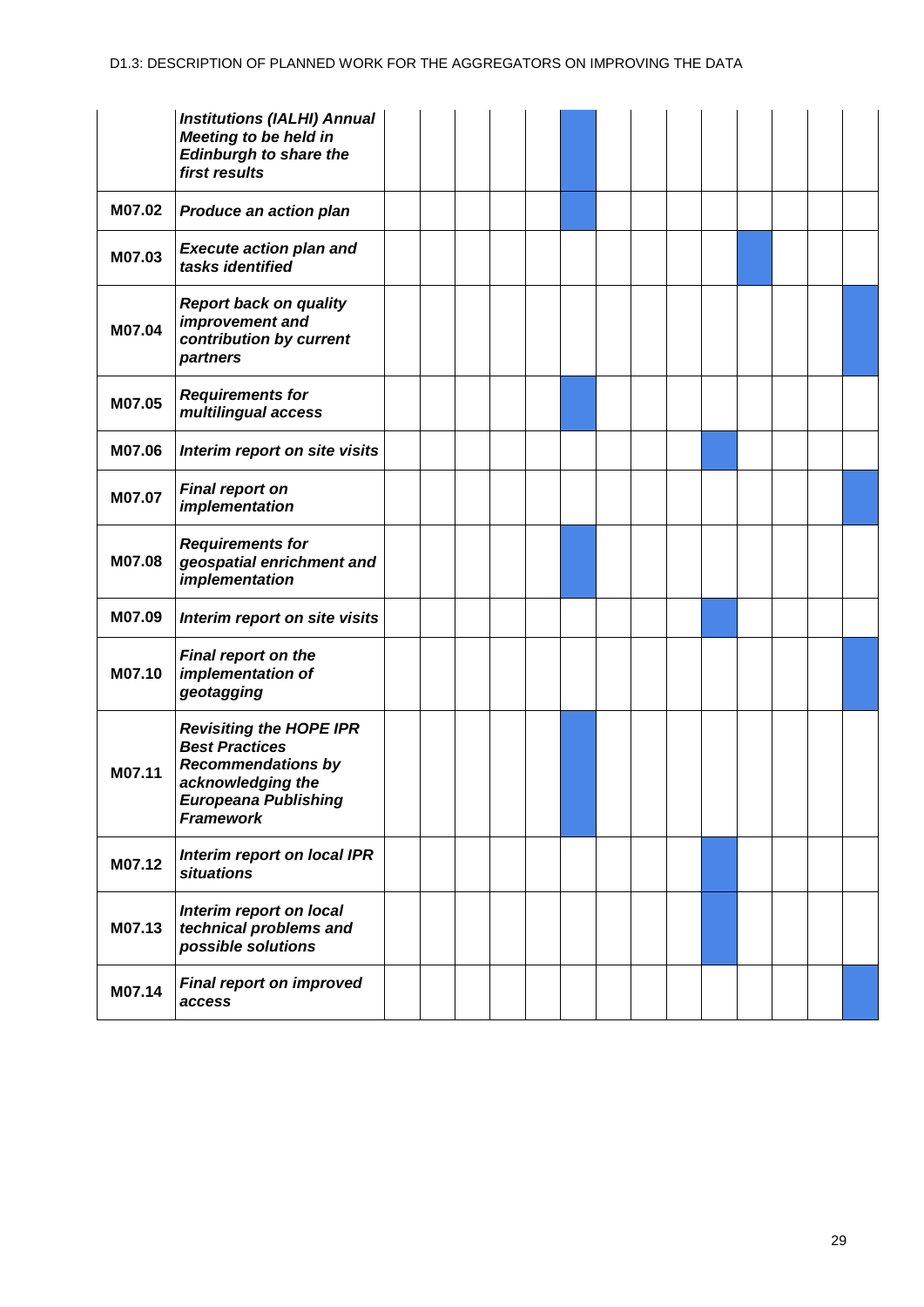| | | | | | | | | | | | | | | | |
|---|---|---|---|---|---|---|---|---|---|---|---|---|---|---|---|
| | ***Institutions (IALHI) Annual Meeting to be held in Edinburgh to share the first results*** | | | | | | ■ | | | | | | | | |
| **M07.02** | ***Produce an action plan*** | | | | | | ■ | | | | | | | | |
| **M07.03** | ***Execute action plan and tasks identified*** | | | | | | | | | | | ■ | | | |
| **M07.04** | ***Report back on quality improvement and contribution by current partners*** | | | | | | | | | | | | | | ■ |
| **M07.05** | ***Requirements for multilingual access*** | | | | | | ■ | | | | | | | | |
| **M07.06** | ***Interim report on site visits*** | | | | | | | | | | ■ | | | | |
| **M07.07** | ***Final report on implementation*** | | | | | | | | | | | | | | ■ |
| **M07.08** | ***Requirements for geospatial enrichment and implementation*** | | | | | | ■ | | | | | | | | |
| **M07.09** | ***Interim report on site visits*** | | | | | | | | | | ■ | | | | |
| **M07.10** | ***Final report on the implementation of geotagging*** | | | | | | | | | | | | | | ■ |
| **M07.11** | ***Revisiting the HOPE IPR Best Practices Recommendations by acknowledging the Europeana Publishing Framework*** | | | | | | ■ | | | | | | | | |
| **M07.12** | ***Interim report on local IPR situations*** | | | | | | | | | | ■ | | | | |
| **M07.13** | ***Interim report on local technical problems and possible solutions*** | | | | | | | | | | ■ | | | | |
| **M07.14** | ***Final report on improved access*** | | | | | | | | | | | | | | ■ |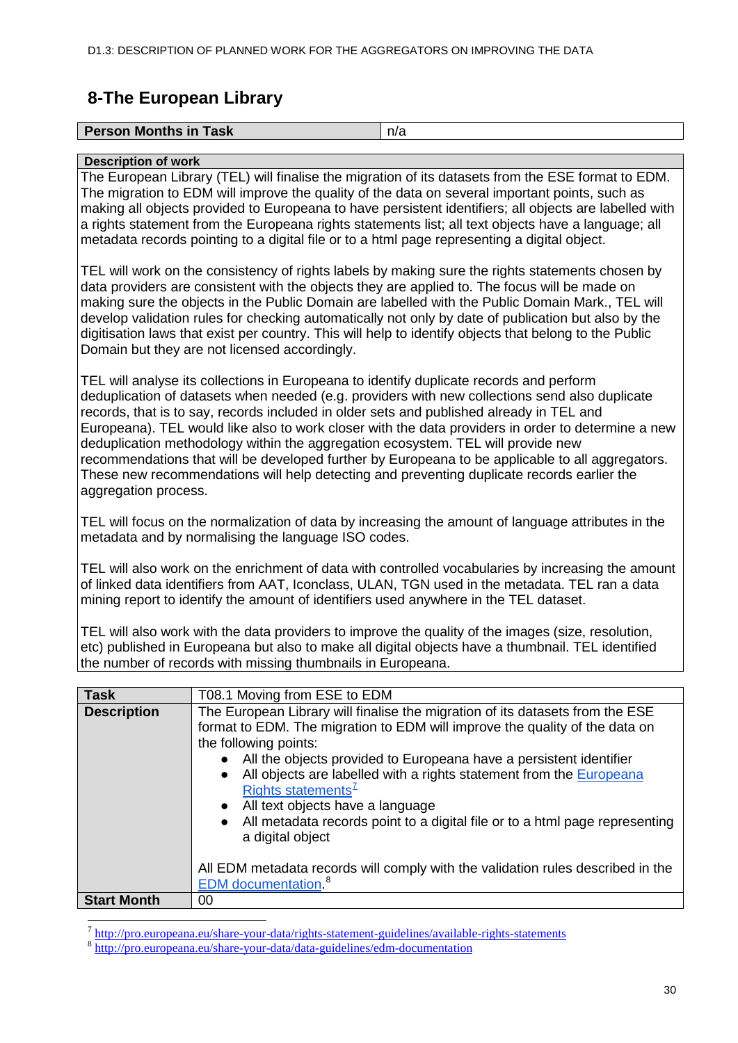## 8-The European Library

| Person Months in Task | n/a |
|---|---|

| Description of work |
|---|
| The European Library (TEL) will finalise the migration of its datasets from the ESE format to EDM. The migration to EDM will improve the quality of the data on several important points, such as making all objects provided to Europeana to have persistent identifiers; all objects are labelled with a rights statement from the Europeana rights statements list; all text objects have a language; all metadata records pointing to a digital file or to a html page representing a digital object.<br><br>TEL will work on the consistency of rights labels by making sure the rights statements chosen by data providers are consistent with the objects they are applied to. The focus will be made on making sure the objects in the Public Domain are labelled with the Public Domain Mark., TEL will develop validation rules for checking automatically not only by date of publication but also by the digitisation laws that exist per country. This will help to identify objects that belong to the Public Domain but they are not licensed accordingly.<br><br>TEL will analyse its collections in Europeana to identify duplicate records and perform deduplication of datasets when needed (e.g. providers with new collections send also duplicate records, that is to say, records included in older sets and published already in TEL and Europeana). TEL would like also to work closer with the data providers in order to determine a new deduplication methodology within the aggregation ecosystem. TEL will provide new recommendations that will be developed further by Europeana to be applicable to all aggregators. These new recommendations will help detecting and preventing duplicate records earlier the aggregation process.<br><br>TEL will focus on the normalization of data by increasing the amount of language attributes in the metadata and by normalising the language ISO codes.<br><br>TEL will also work on the enrichment of data with controlled vocabularies by increasing the amount of linked data identifiers from AAT, Iconclass, ULAN, TGN used in the metadata. TEL ran a data mining report to identify the amount of identifiers used anywhere in the TEL dataset.<br><br>TEL will also work with the data providers to improve the quality of the images (size, resolution, etc) published in Europeana but also to make all digital objects have a thumbnail. TEL identified the number of records with missing thumbnails in Europeana. |

| Task | T08.1 Moving from ESE to EDM |
|---|---|
| **Description** | The European Library will finalise the migration of its datasets from the ESE format to EDM. The migration to EDM will improve the quality of the data on the following points:<br>• All the objects provided to Europeana have a persistent identifier<br>• All objects are labelled with a rights statement from the Europeana Rights statements[7]<br>• All text objects have a language<br>• All metadata records point to a digital file or to a html page representing a digital object<br><br>All EDM metadata records will comply with the validation rules described in the EDM documentation.[8] |
| **Start Month** | 00 |

[7] http://pro.europeana.eu/share-your-data/rights-statement-guidelines/available-rights-statements

[8] http://pro.europeana.eu/share-your-data/data-guidelines/edm-documentation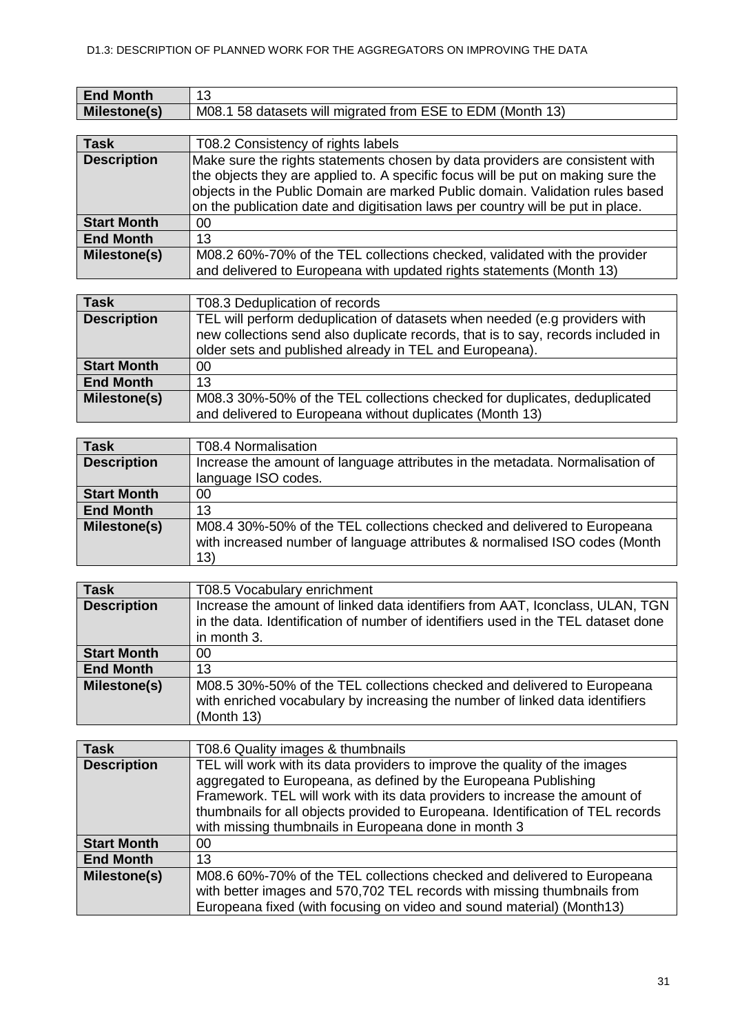| | |
|---|---|
| **End Month** | 13 |
| **Milestone(s)** | M08.1 58 datasets will migrated from ESE to EDM (Month 13) |

| **Task** | T08.2 Consistency of rights labels |
|---|---|
| **Description** | Make sure the rights statements chosen by data providers are consistent with the objects they are applied to. A specific focus will be put on making sure the objects in the Public Domain are marked Public domain. Validation rules based on the publication date and digitisation laws per country will be put in place. |
| **Start Month** | 00 |
| **End Month** | 13 |
| **Milestone(s)** | M08.2 60%-70% of the TEL collections checked, validated with the provider and delivered to Europeana with updated rights statements (Month 13) |

| **Task** | T08.3 Deduplication of records |
|---|---|
| **Description** | TEL will perform deduplication of datasets when needed (e.g providers with new collections send also duplicate records, that is to say, records included in older sets and published already in TEL and Europeana). |
| **Start Month** | 00 |
| **End Month** | 13 |
| **Milestone(s)** | M08.3 30%-50% of the TEL collections checked for duplicates, deduplicated and delivered to Europeana without duplicates (Month 13) |

| **Task** | T08.4 Normalisation |
|---|---|
| **Description** | Increase the amount of language attributes in the metadata. Normalisation of language ISO codes. |
| **Start Month** | 00 |
| **End Month** | 13 |
| **Milestone(s)** | M08.4 30%-50% of the TEL collections checked and delivered to Europeana with increased number of language attributes & normalised ISO codes (Month 13) |

| **Task** | T08.5 Vocabulary enrichment |
|---|---|
| **Description** | Increase the amount of linked data identifiers from AAT, Iconclass, ULAN, TGN in the data. Identification of number of identifiers used in the TEL dataset done in month 3. |
| **Start Month** | 00 |
| **End Month** | 13 |
| **Milestone(s)** | M08.5 30%-50% of the TEL collections checked and delivered to Europeana with enriched vocabulary by increasing the number of linked data identifiers (Month 13) |

| **Task** | T08.6 Quality images & thumbnails |
|---|---|
| **Description** | TEL will work with its data providers to improve the quality of the images aggregated to Europeana, as defined by the Europeana Publishing Framework. TEL will work with its data providers to increase the amount of thumbnails for all objects provided to Europeana. Identification of TEL records with missing thumbnails in Europeana done in month 3 |
| **Start Month** | 00 |
| **End Month** | 13 |
| **Milestone(s)** | M08.6 60%-70% of the TEL collections checked and delivered to Europeana with better images and 570,702 TEL records with missing thumbnails from Europeana fixed (with focusing on video and sound material) (Month13) |